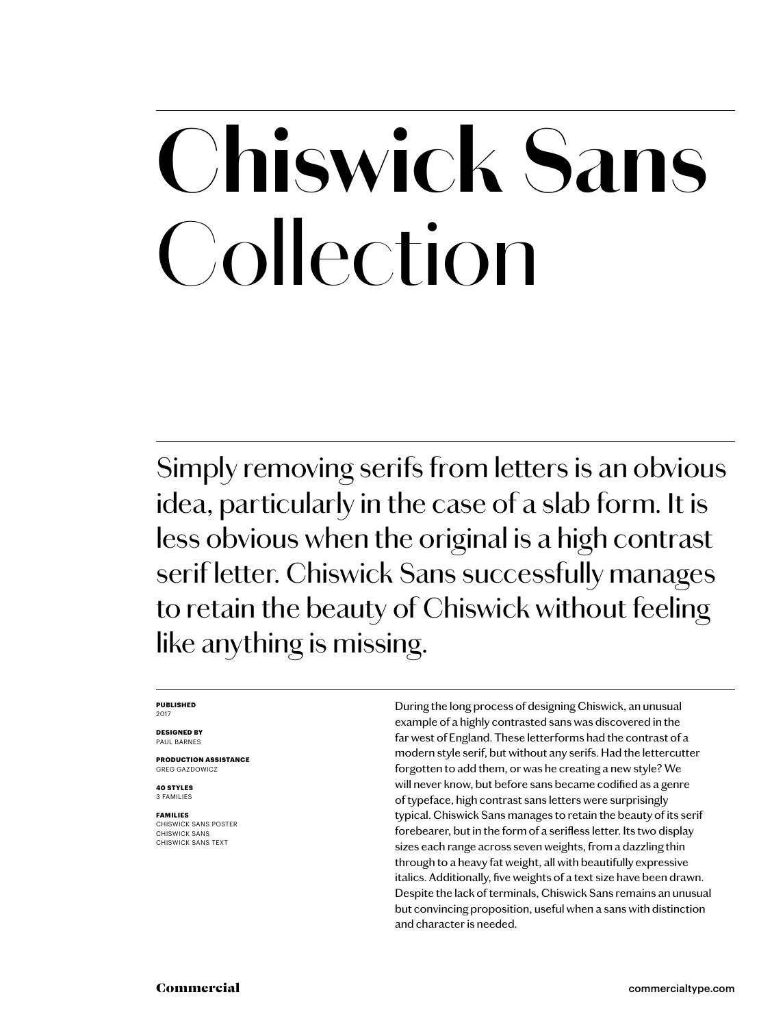# Chiswick Sans Collection

Simply removing serifs from letters is an obvious idea, particularly in the case of a slab form. It is less obvious when the original is a high contrast serif letter. Chiswick Sans successfully manages to retain the beauty of Chiswick without feeling like anything is missing.

**PUBLISHED**
2017

**DESIGNED BY**
PAUL BARNES

**PRODUCTION ASSISTANCE**
GREG GAZDOWICZ

**40 STYLES**
3 FAMILIES

**FAMILIES**
CHISWICK SANS POSTER
CHISWICK SANS
CHISWICK SANS TEXT

During the long process of designing Chiswick, an unusual example of a highly contrasted sans was discovered in the far west of England. These letterforms had the contrast of a modern style serif, but without any serifs. Had the lettercutter forgotten to add them, or was he creating a new style? We will never know, but before sans became codified as a genre of typeface, high contrast sans letters were surprisingly typical. Chiswick Sans manages to retain the beauty of its serif forebearer, but in the form of a serifless letter. Its two display sizes each range across seven weights, from a dazzling thin through to a heavy fat weight, all with beautifully expressive italics. Additionally, five weights of a text size have been drawn. Despite the lack of terminals, Chiswick Sans remains an unusual but convincing proposition, useful when a sans with distinction and character is needed.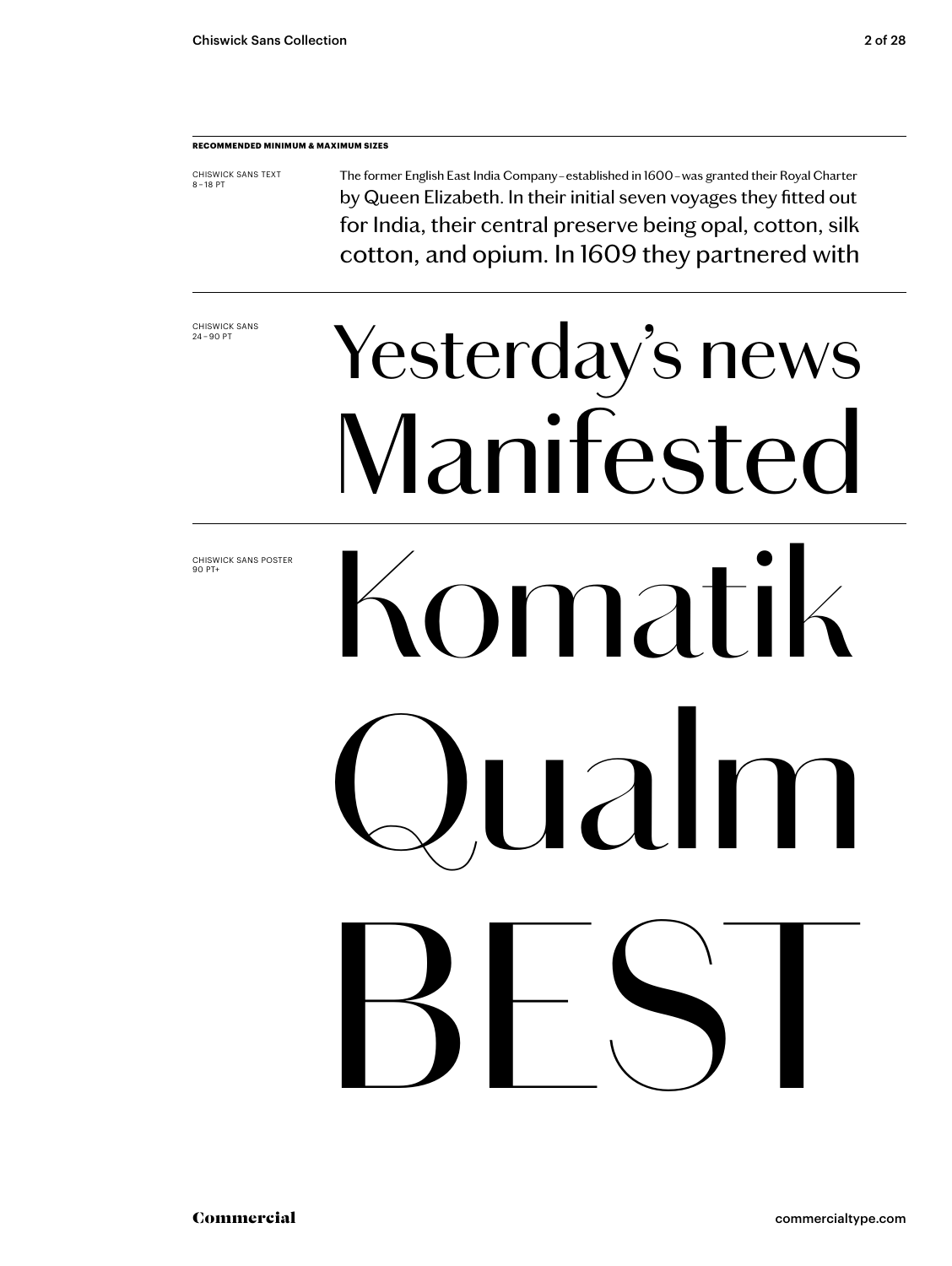**RECOMMENDED MINIMUM & MAXIMUM SIZES**

CHISWICK SANS TEXT
8 – 18 PT

The former English East India Company – established in 1600 – was granted their Royal Charter by Queen Elizabeth. In their initial seven voyages they fitted out for India, their central preserve being opal, cotton, silk cotton, and opium. In 1609 they partnered with

CHISWICK SANS
24 – 90 PT

Yesterday's news
Manifested

CHISWICK SANS POSTER
90 PT+

Komatik
Qualm
BEST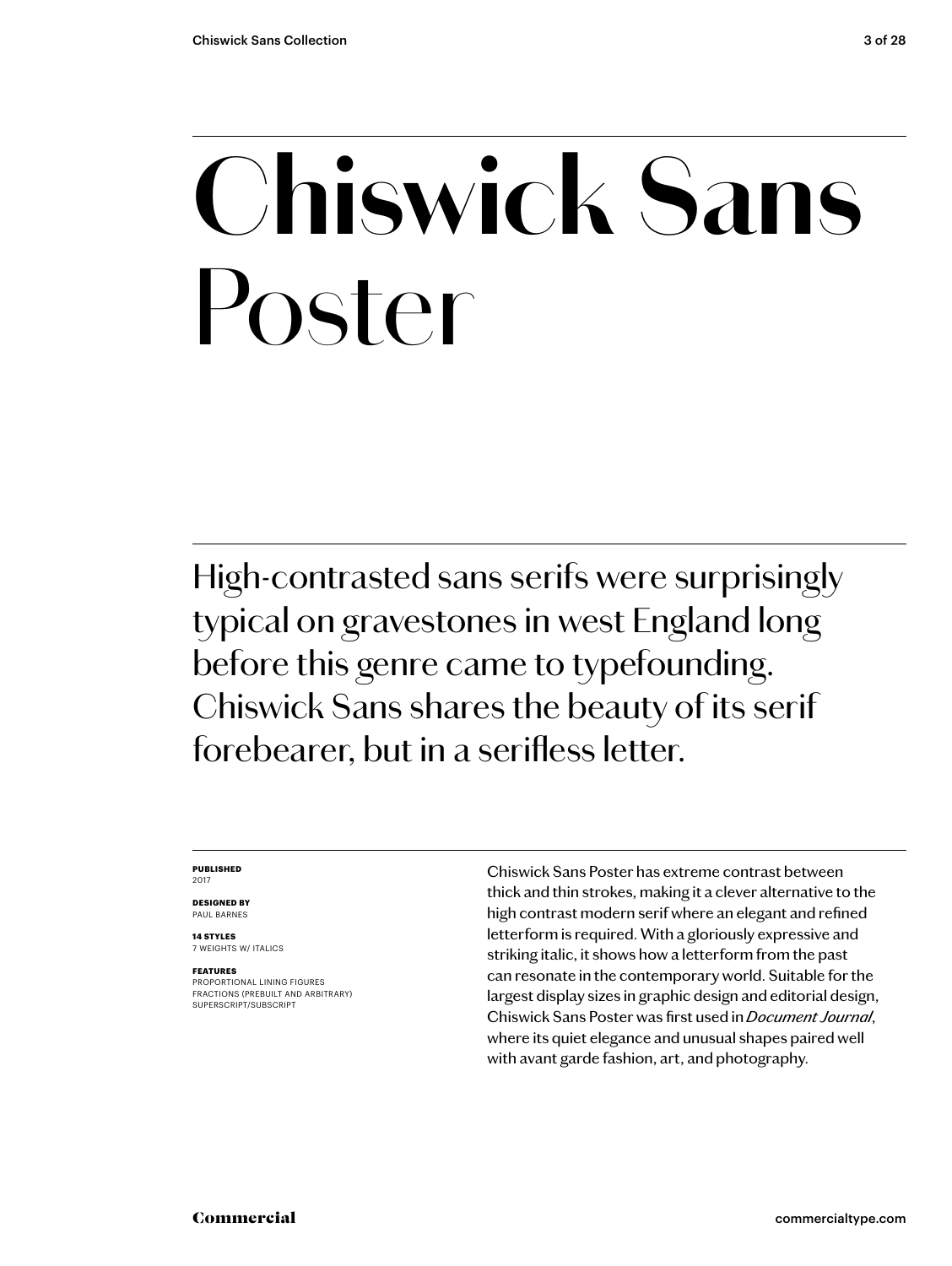# Chiswick Sans Poster

High-contrasted sans serifs were surprisingly typical on gravestones in west England long before this genre came to typefounding. Chiswick Sans shares the beauty of its serif forebearer, but in a serifless letter.

**PUBLISHED**
2017

**DESIGNED BY**
PAUL BARNES

**14 STYLES**
7 WEIGHTS W/ ITALICS

**FEATURES**
PROPORTIONAL LINING FIGURES
FRACTIONS (PREBUILT AND ARBITRARY)
SUPERSCRIPT/SUBSCRIPT

Chiswick Sans Poster has extreme contrast between thick and thin strokes, making it a clever alternative to the high contrast modern serif where an elegant and refined letterform is required. With a gloriously expressive and striking italic, it shows how a letterform from the past can resonate in the contemporary world. Suitable for the largest display sizes in graphic design and editorial design, Chiswick Sans Poster was first used in *Document Journal*, where its quiet elegance and unusual shapes paired well with avant garde fashion, art, and photography.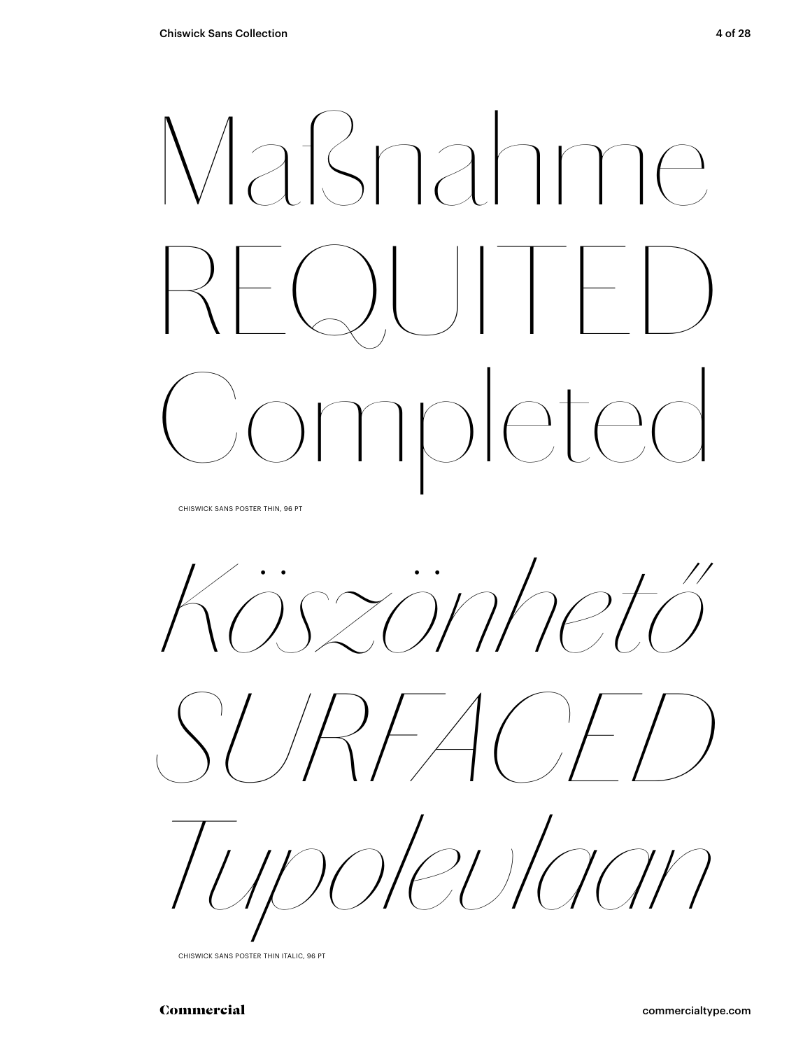Maßnahme
REQUITED
Completed

CHISWICK SANS POSTER THIN, 96 PT

*Köszönhető*
*SURFACED*
*Tupolevlaan*

CHISWICK SANS POSTER THIN ITALIC, 96 PT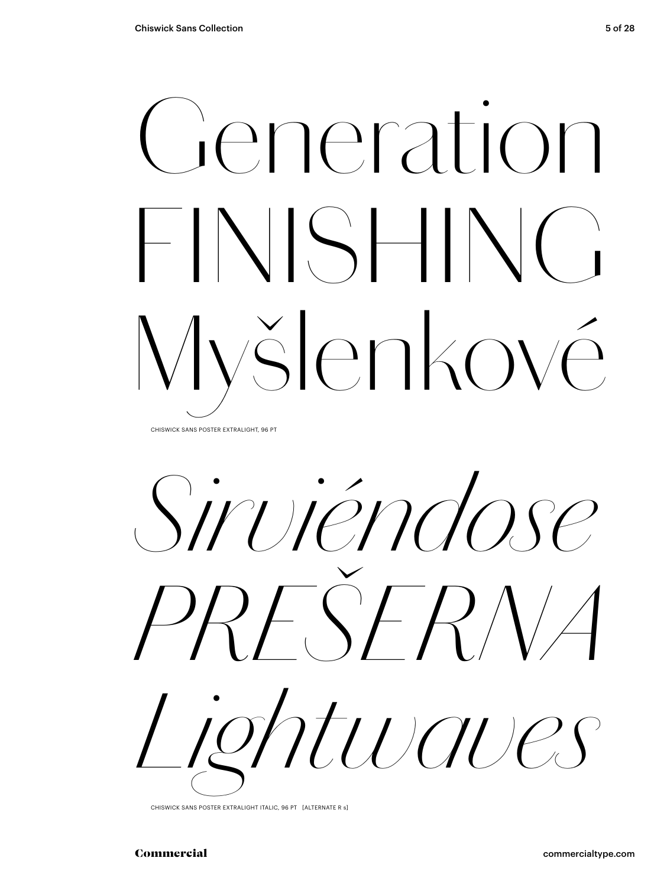Generation
FINISHING
Myšlenkové

CHISWICK SANS POSTER EXTRALIGHT, 96 PT

*Sirviéndose*
*PREŠERNA*
*Lightwaves*

CHISWICK SANS POSTER EXTRALIGHT ITALIC, 96 PT [ALTERNATE R s]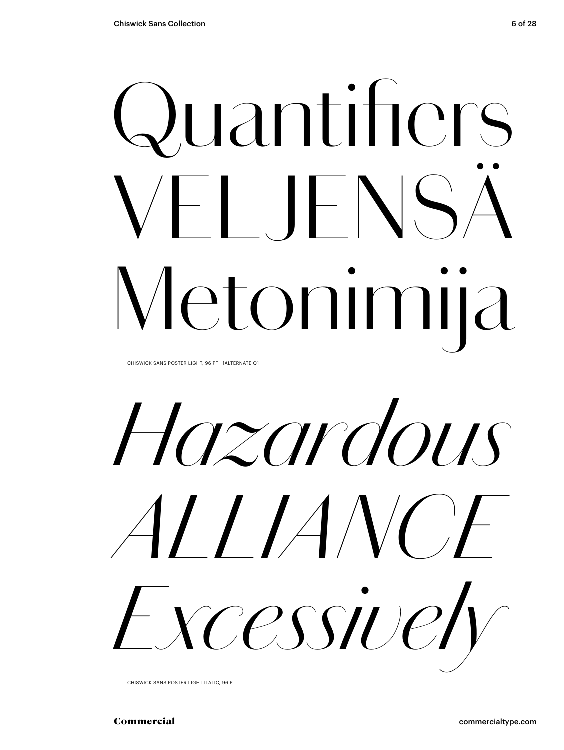Quantifiers
VELJENSÄ
Metonimija

CHISWICK SANS POSTER LIGHT, 96 PT [ALTERNATE Q]

*Hazardous*
*ALLIANCE*
*Excessively*

CHISWICK SANS POSTER LIGHT ITALIC, 96 PT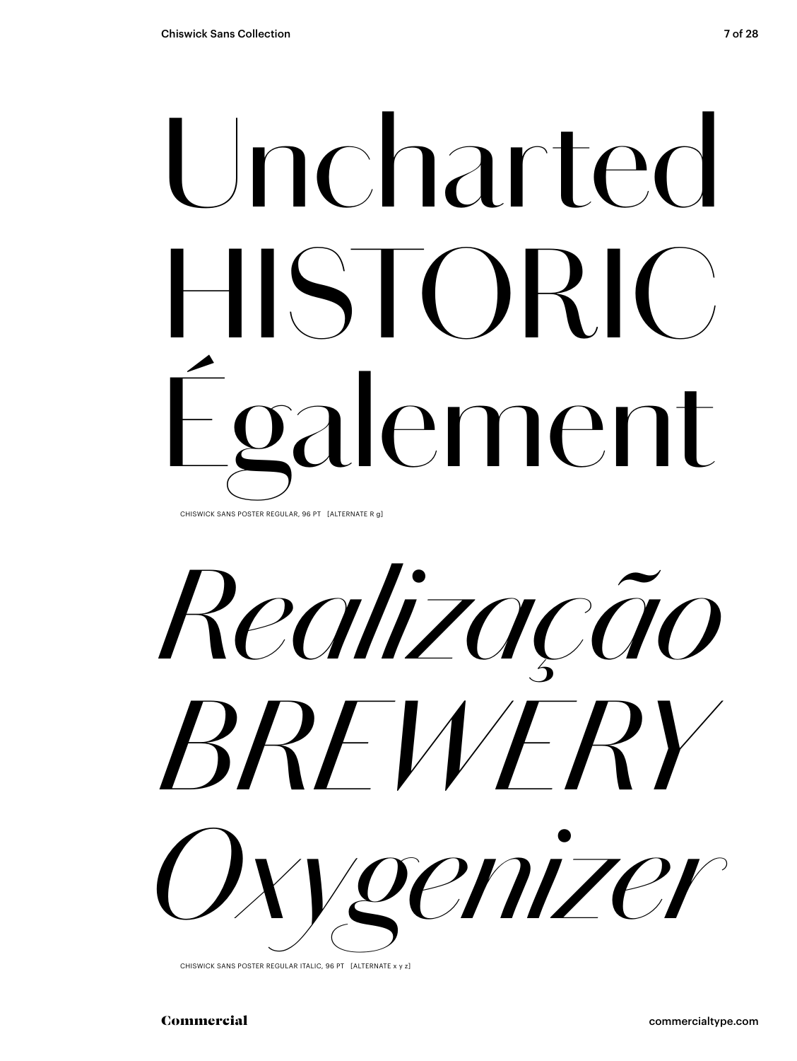Uncharted
HISTORIC
Également

CHISWICK SANS POSTER REGULAR, 96 PT [ALTERNATE R g]

*Realização*
*BREWERY*
*Oxygenizer*

CHISWICK SANS POSTER REGULAR ITALIC, 96 PT [ALTERNATE x y z]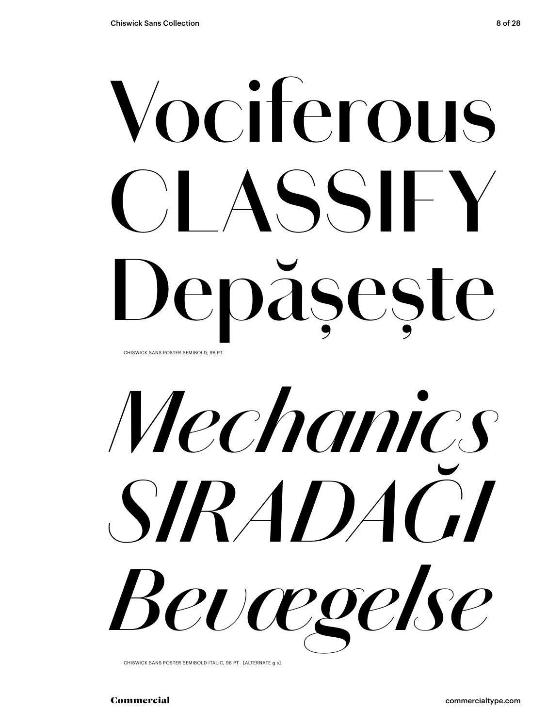# Vociferous CLASSIFY Depășește

CHISWICK SANS POSTER SEMIBOLD, 96 PT

# *Mechanics SIRADAĞI Bevægelse*

CHISWICK SANS POSTER SEMIBOLD ITALIC, 96 PT [ALTERNATE g s]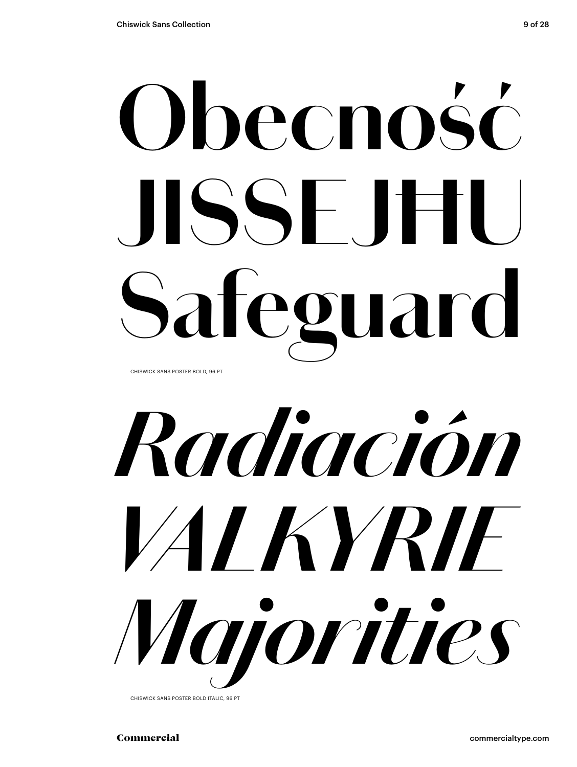Obecność
JISSEJĦU
Safeguard

CHISWICK SANS POSTER BOLD, 96 PT

*Radiación*
*VALKYRIE*
*Majorities*

CHISWICK SANS POSTER BOLD ITALIC, 96 PT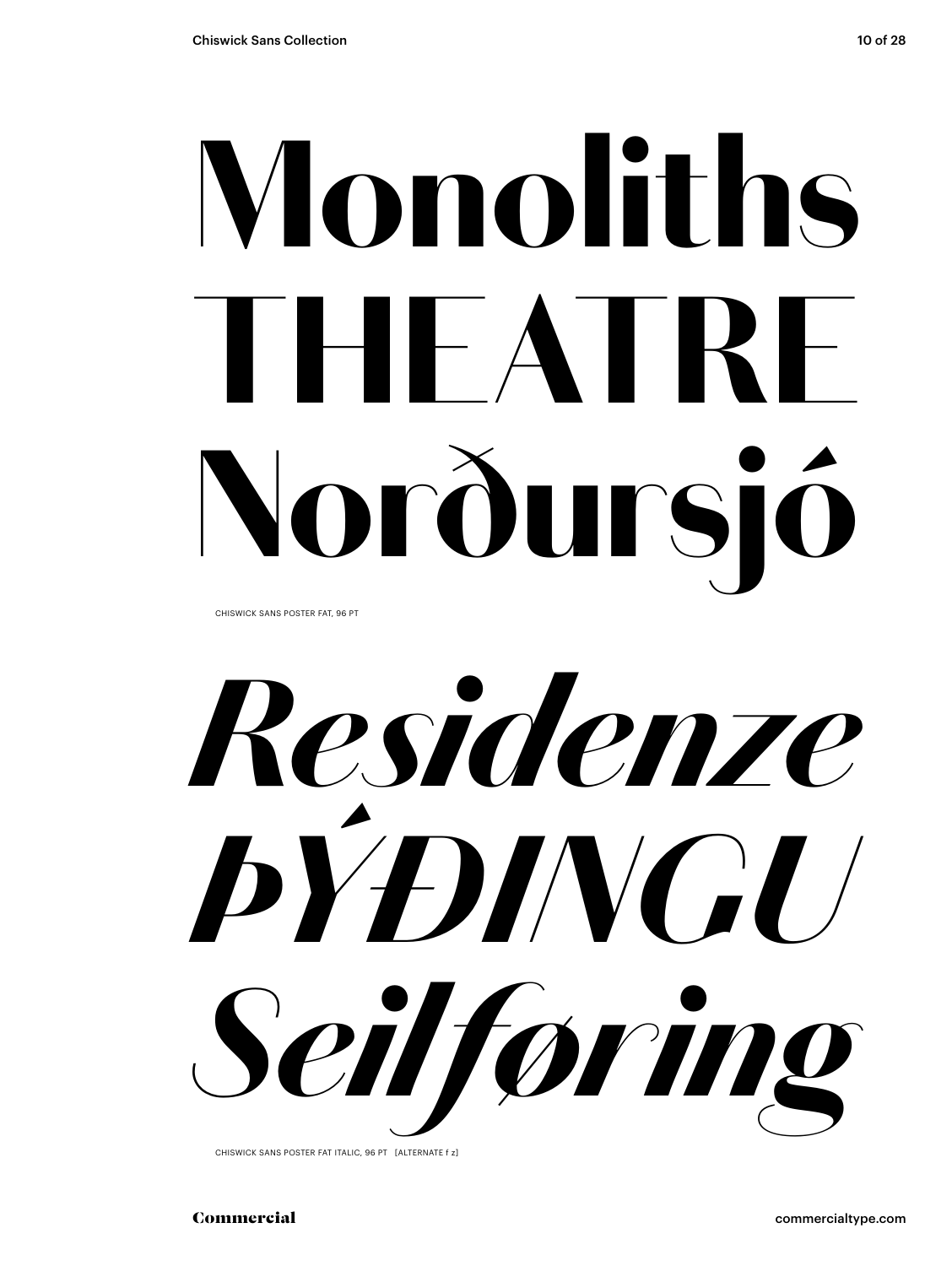# Monoliths THEATRE Norðursjó

CHISWICK SANS POSTER FAT, 96 PT

# *Residenze ÞÝÐINGU Seilføring*

CHISWICK SANS POSTER FAT ITALIC, 96 PT [ALTERNATE f z]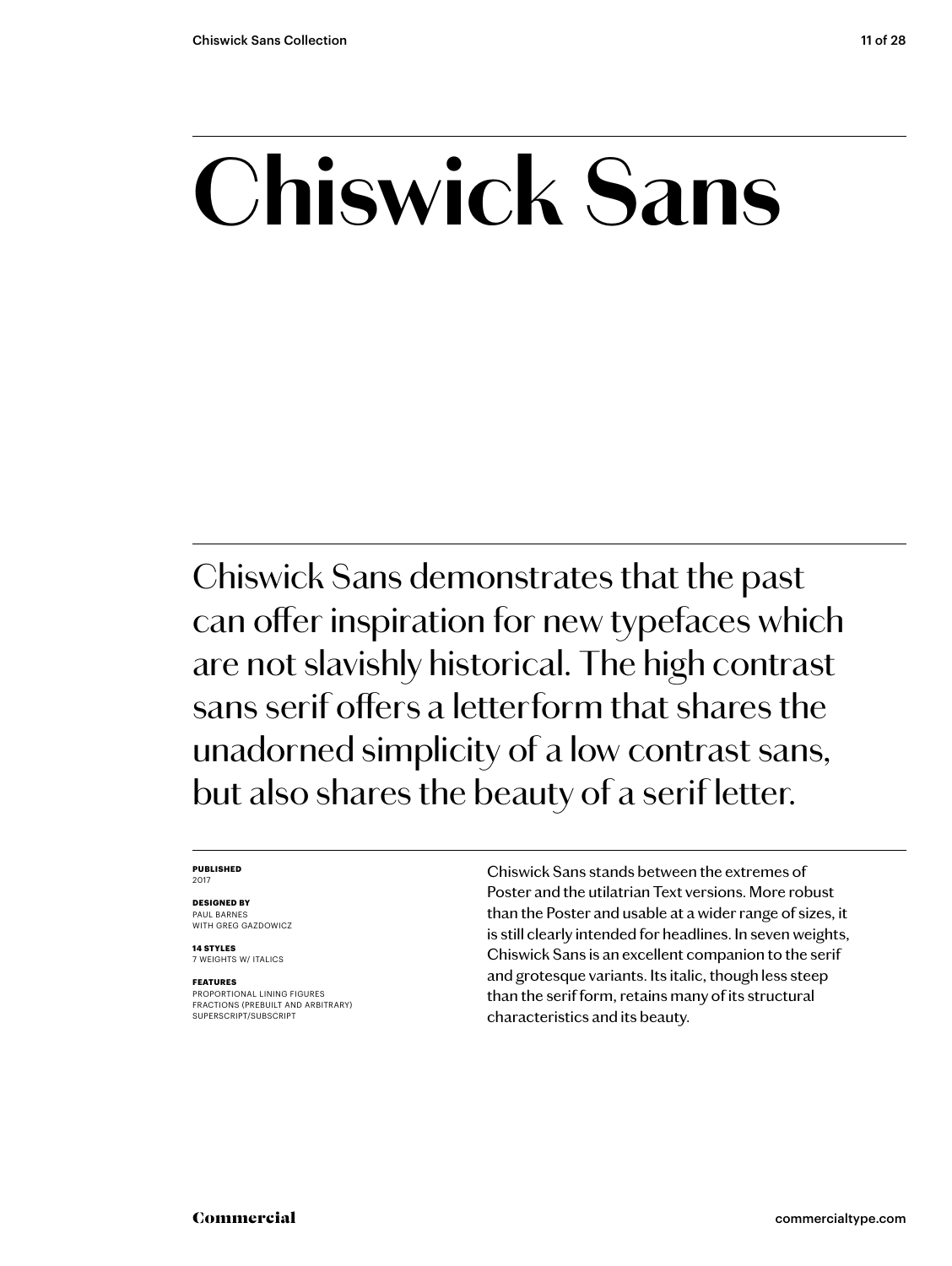# Chiswick Sans

Chiswick Sans demonstrates that the past can offer inspiration for new typefaces which are not slavishly historical. The high contrast sans serif offers a letterform that shares the unadorned simplicity of a low contrast sans, but also shares the beauty of a serif letter.

**PUBLISHED**
2017

**DESIGNED BY**
PAUL BARNES
WITH GREG GAZDOWICZ

**14 STYLES**
7 WEIGHTS W/ ITALICS

**FEATURES**
PROPORTIONAL LINING FIGURES
FRACTIONS (PREBUILT AND ARBITRARY)
SUPERSCRIPT/SUBSCRIPT

Chiswick Sans stands between the extremes of Poster and the utilatrian Text versions. More robust than the Poster and usable at a wider range of sizes, it is still clearly intended for headlines. In seven weights, Chiswick Sans is an excellent companion to the serif and grotesque variants. Its italic, though less steep than the serif form, retains many of its structural characteristics and its beauty.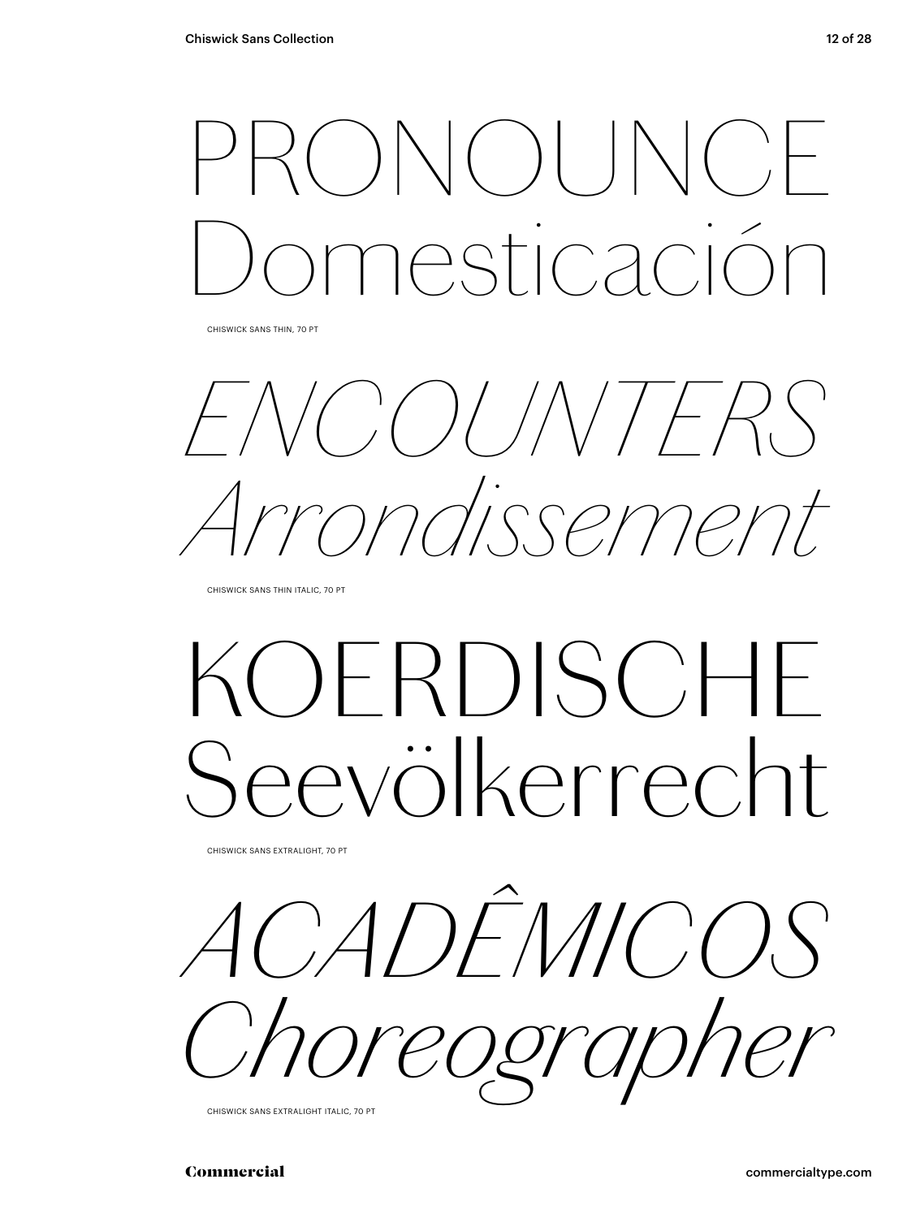PRONOUNCE
Domesticación

CHISWICK SANS THIN, 70 PT

*ENCOUNTERS*
*Arrondissement*

CHISWICK SANS THIN ITALIC, 70 PT

KOERDISCHE
Seevölkerrecht

CHISWICK SANS EXTRALIGHT, 70 PT

*ACADÊMICOS*
*Choreographer*

CHISWICK SANS EXTRALIGHT ITALIC, 70 PT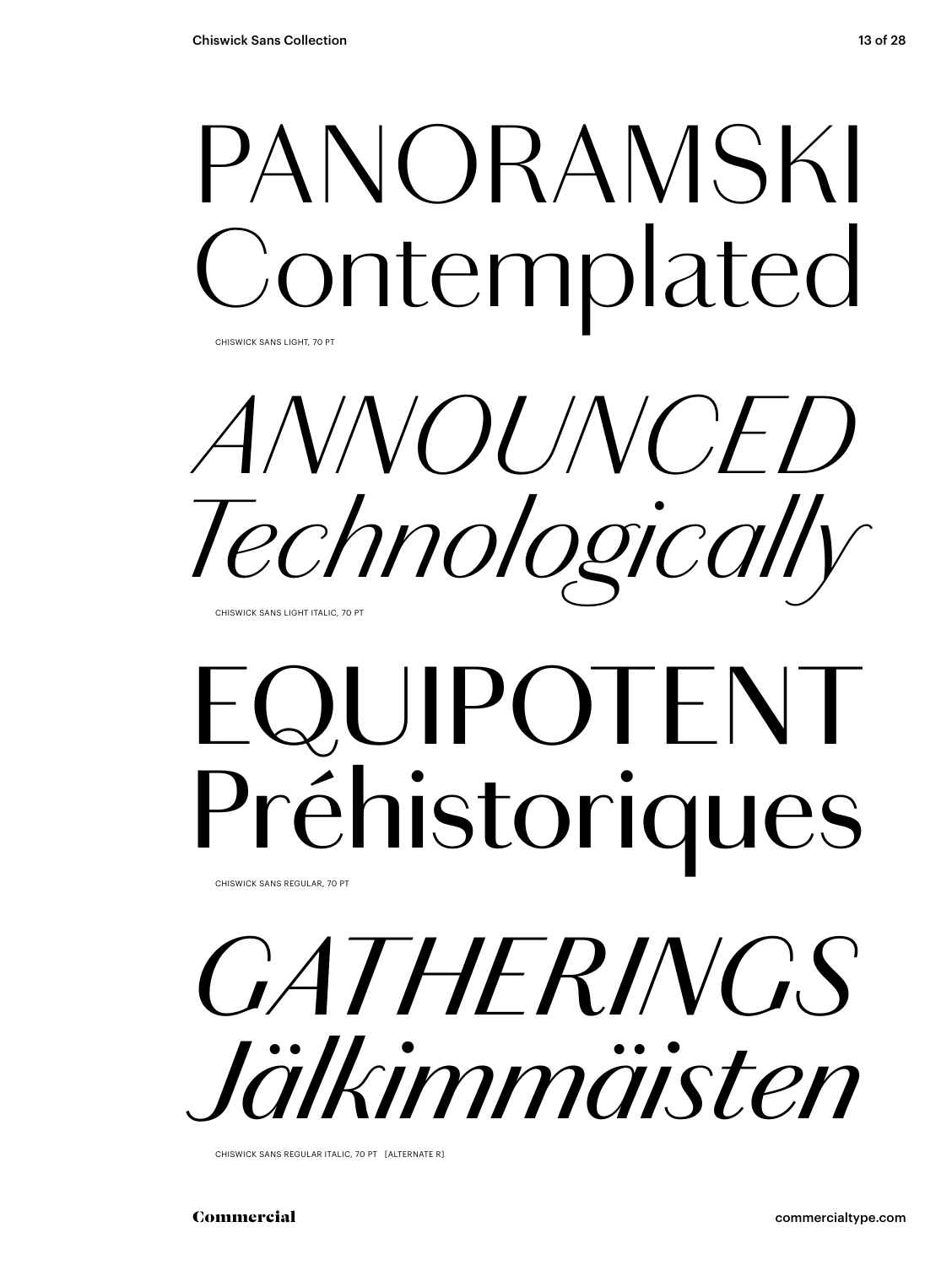PANORAMSKI
Contemplated

CHISWICK SANS LIGHT, 70 PT

*ANNOUNCED*
*Technologically*

CHISWICK SANS LIGHT ITALIC, 70 PT

EQUIPOTENT
Préhistoriques

CHISWICK SANS REGULAR, 70 PT

*GATHERINGS*
*Jälkimmäisten*

CHISWICK SANS REGULAR ITALIC, 70 PT [ALTERNATE R]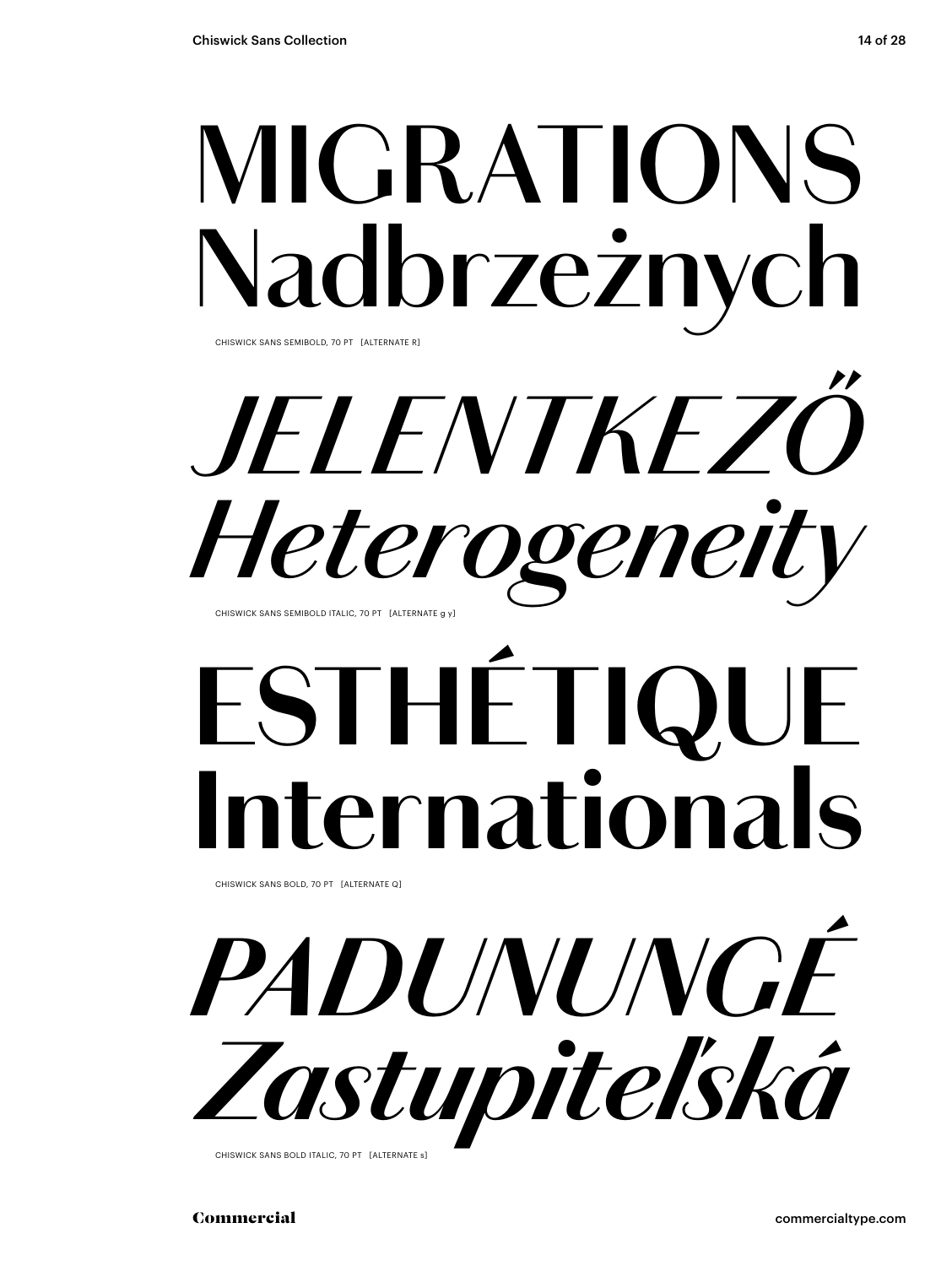# MIGRATIONS Nadbrzeżnych

CHISWICK SANS SEMIBOLD, 70 PT [ALTERNATE R]

# *JELENTKEZŐ Heterogeneity*

CHISWICK SANS SEMIBOLD ITALIC, 70 PT [ALTERNATE g y]

# **ESTHÉTIQUE Internationals**

CHISWICK SANS BOLD, 70 PT [ALTERNATE Q]

# ***PADUNUNGÉ Zastupiteľská***

CHISWICK SANS BOLD ITALIC, 70 PT [ALTERNATE s]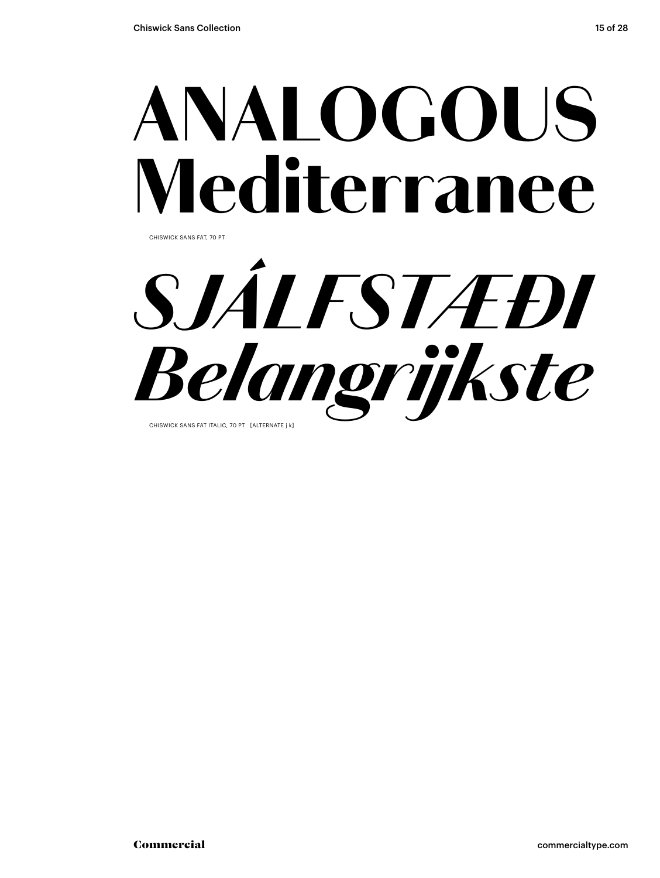# ANALOGOUS Mediterranee

CHISWICK SANS FAT, 70 PT

# *SJÁLFSTÆÐI Belangrijkste*

CHISWICK SANS FAT ITALIC, 70 PT [ALTERNATE j k]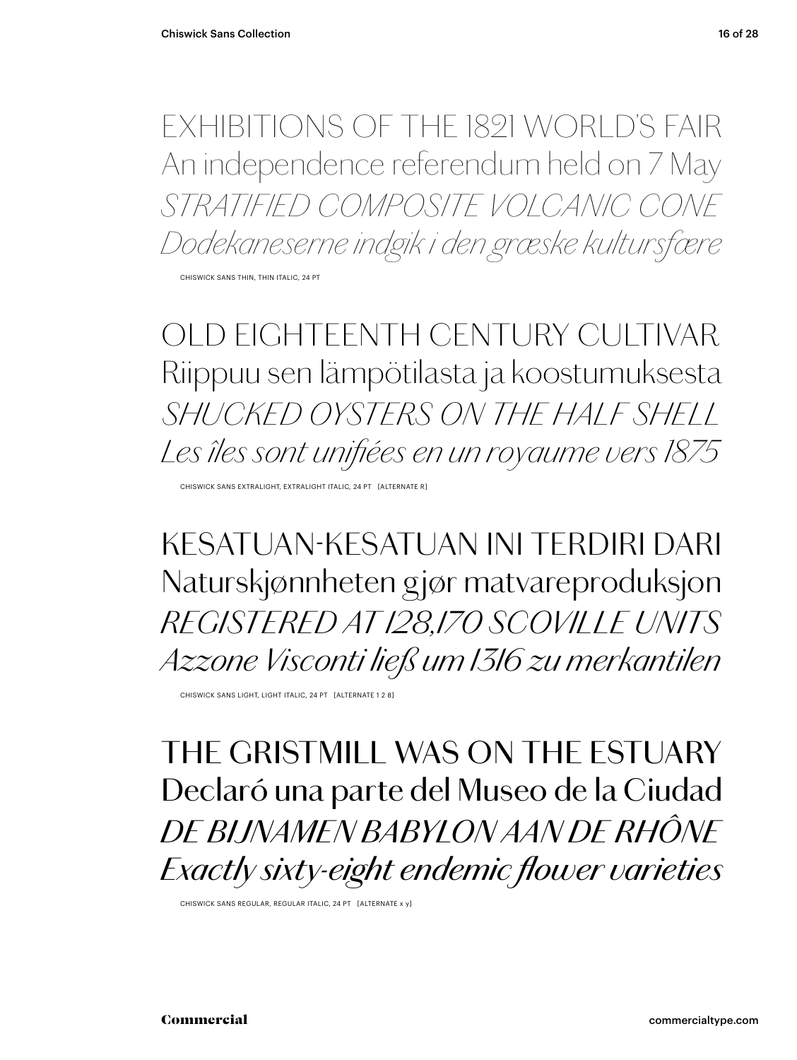EXHIBITIONS OF THE 1821 WORLD'S FAIR
An independence referendum held on 7 May
*STRATIFIED COMPOSITE VOLCANIC CONE*
*Dodekaneserne indgik i den græske kultursfære*

CHISWICK SANS THIN, THIN ITALIC, 24 PT

OLD EIGHTEENTH CENTURY CULTIVAR
Riippuu sen lämpötilasta ja koostumuksesta
*SHUCKED OYSTERS ON THE HALF SHELL*
*Les îles sont unifiées en un royaume vers 1875*

CHISWICK SANS EXTRALIGHT, EXTRALIGHT ITALIC, 24 PT [ALTERNATE R]

KESATUAN-KESATUAN INI TERDIRI DARI
Naturskjønnheten gjør matvareproduksjon
*REGISTERED AT 128,170 SCOVILLE UNITS*
*Azzone Visconti ließ um 1316 zu merkantilen*

CHISWICK SANS LIGHT, LIGHT ITALIC, 24 PT [ALTERNATE 1 2 8]

THE GRISTMILL WAS ON THE ESTUARY
Declaró una parte del Museo de la Ciudad
*DE BIJNAMEN BABYLON AAN DE RHÔNE*
*Exactly sixty-eight endemic flower varieties*

CHISWICK SANS REGULAR, REGULAR ITALIC, 24 PT [ALTERNATE x y]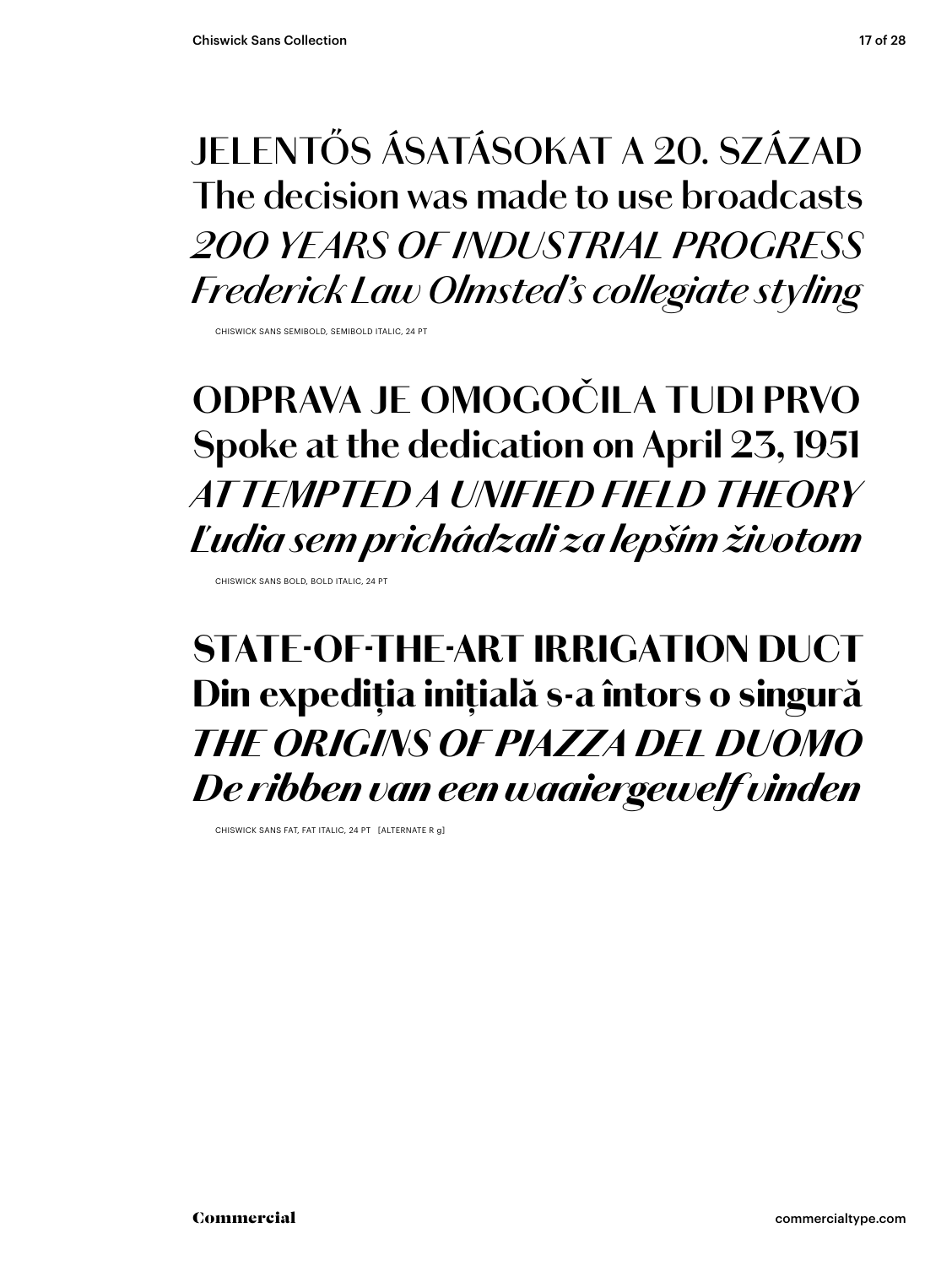JELENTŐS ÁSATÁSOKAT A 20. SZÁZAD
The decision was made to use broadcasts
*200 YEARS OF INDUSTRIAL PROGRESS*
*Frederick Law Olmsted's collegiate styling*

CHISWICK SANS SEMIBOLD, SEMIBOLD ITALIC, 24 PT

**ODPRAVA JE OMOGOČILA TUDI PRVO**
**Spoke at the dedication on April 23, 1951**
***ATTEMPTED A UNIFIED FIELD THEORY***
***Ľudia sem prichádzali za lepším životom***

CHISWICK SANS BOLD, BOLD ITALIC, 24 PT

**STATE-OF-THE-ART IRRIGATION DUCT**
**Din expediția inițială s-a întors o singură**
***THE ORIGINS OF PIAZZA DEL DUOMO***
***De ribben van een waaiergewelf vinden***

CHISWICK SANS FAT, FAT ITALIC, 24 PT [ALTERNATE R g]

Commercial

commercialtype.com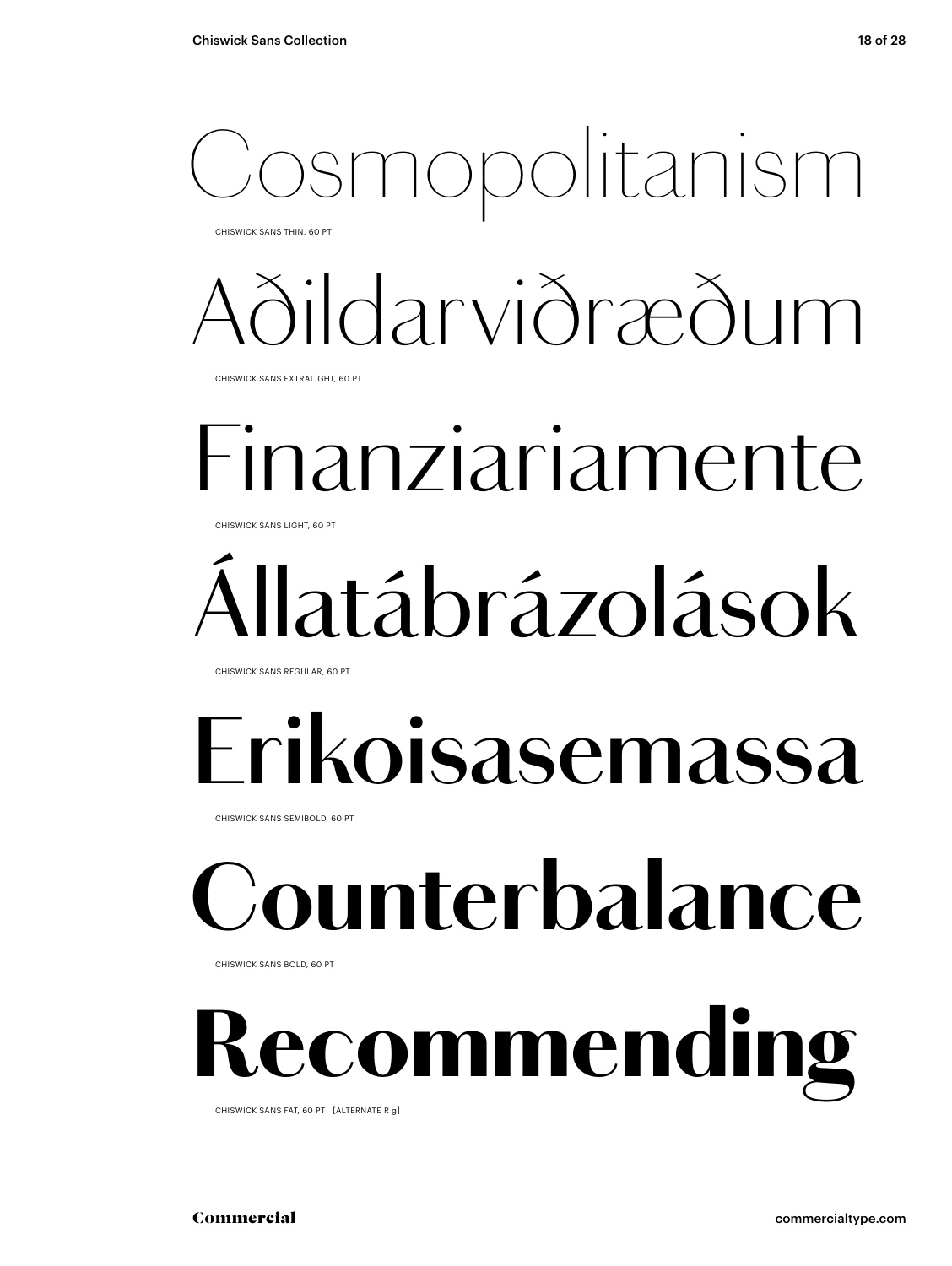Cosmopolitanism

CHISWICK SANS THIN, 60 PT

Aðildarviðræðum

CHISWICK SANS EXTRALIGHT, 60 PT

Finanziariamente

CHISWICK SANS LIGHT, 60 PT

Állatábrázolások

CHISWICK SANS REGULAR, 60 PT

Erikoisasemassa

CHISWICK SANS SEMIBOLD, 60 PT

**Counterbalance**

CHISWICK SANS BOLD, 60 PT

**Recommending**

CHISWICK SANS FAT, 60 PT [ALTERNATE R g]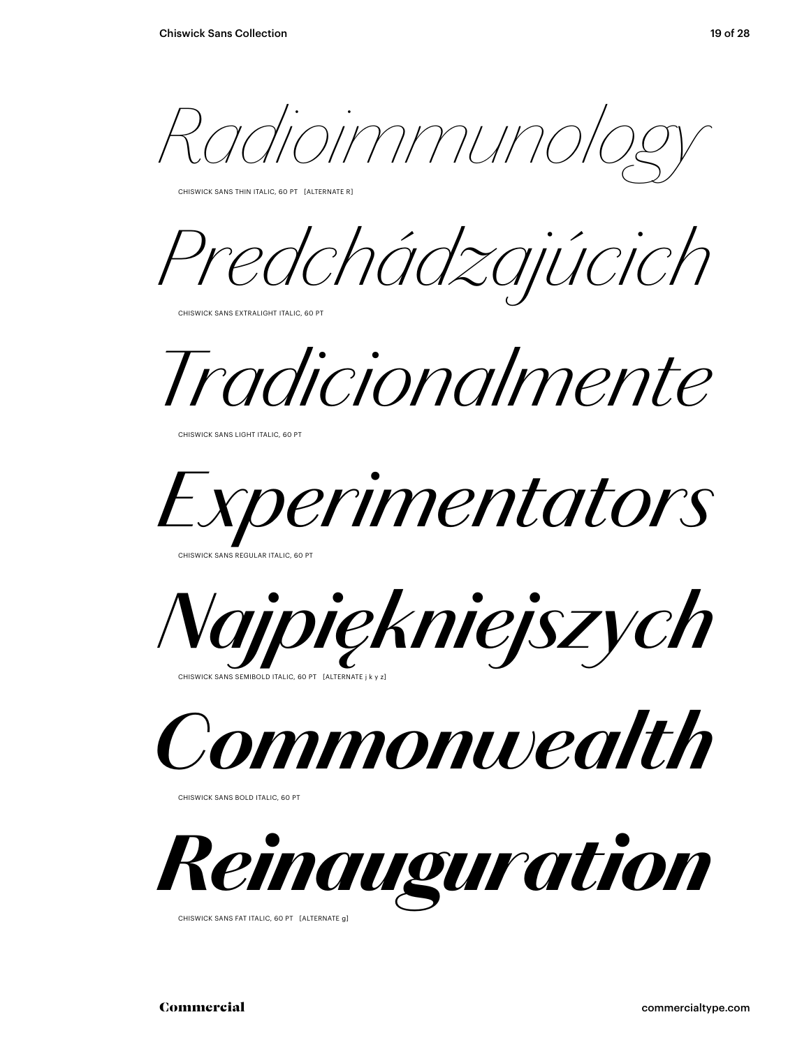*Radioimmunology*

CHISWICK SANS THIN ITALIC, 60 PT [ALTERNATE R]

*Predchádzajúcich*

CHISWICK SANS EXTRALIGHT ITALIC, 60 PT

*Tradicionalmente*

CHISWICK SANS LIGHT ITALIC, 60 PT

*Experimentators*

CHISWICK SANS REGULAR ITALIC, 60 PT

***Najpiękniejszych***

CHISWICK SANS SEMIBOLD ITALIC, 60 PT [ALTERNATE j k y z]

***Commonwealth***

CHISWICK SANS BOLD ITALIC, 60 PT

***Reinauguration***

CHISWICK SANS FAT ITALIC, 60 PT [ALTERNATE g]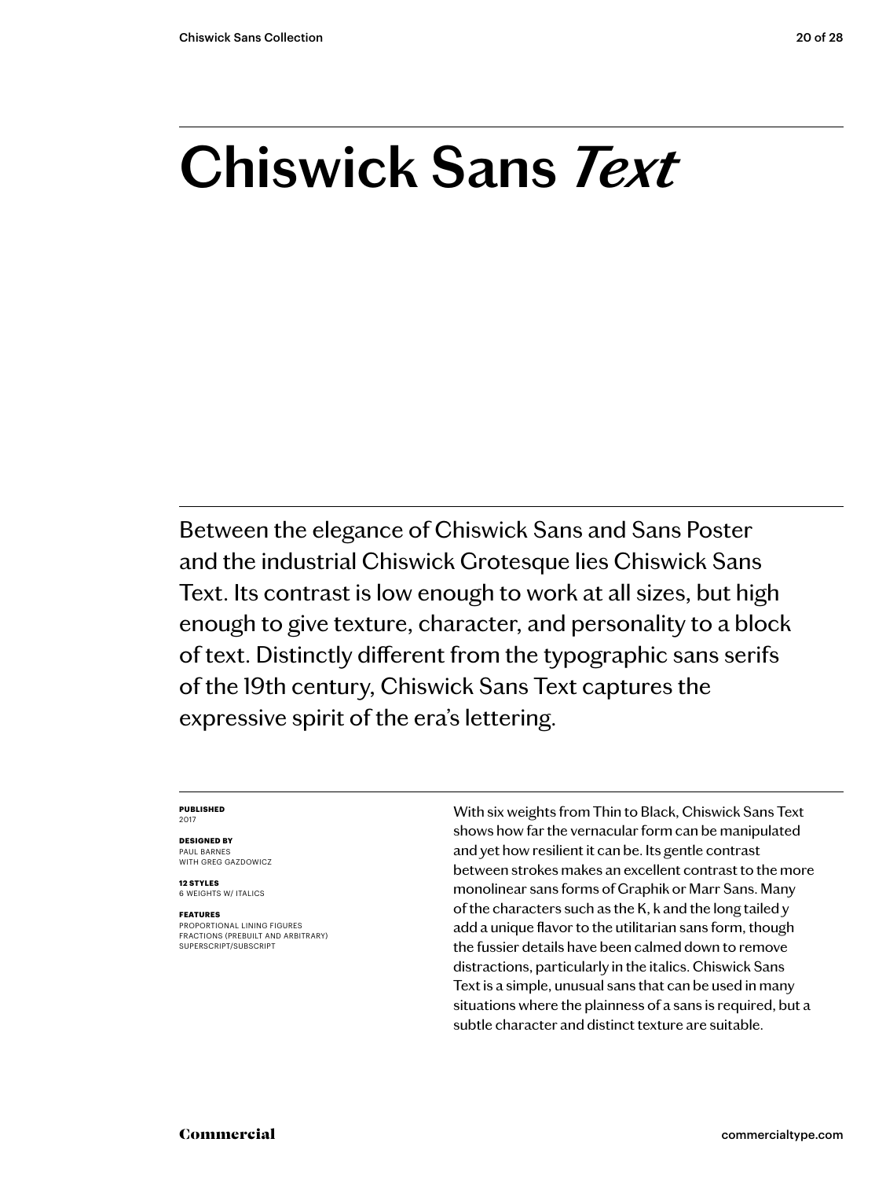# Chiswick Sans *Text*

Between the elegance of Chiswick Sans and Sans Poster and the industrial Chiswick Grotesque lies Chiswick Sans Text. Its contrast is low enough to work at all sizes, but high enough to give texture, character, and personality to a block of text. Distinctly different from the typographic sans serifs of the 19th century, Chiswick Sans Text captures the expressive spirit of the era's lettering.

**PUBLISHED**
2017

**DESIGNED BY**
PAUL BARNES
WITH GREG GAZDOWICZ

**12 STYLES**
6 WEIGHTS W/ ITALICS

**FEATURES**
PROPORTIONAL LINING FIGURES
FRACTIONS (PREBUILT AND ARBITRARY)
SUPERSCRIPT/SUBSCRIPT

With six weights from Thin to Black, Chiswick Sans Text shows how far the vernacular form can be manipulated and yet how resilient it can be. Its gentle contrast between strokes makes an excellent contrast to the more monolinear sans forms of Graphik or Marr Sans. Many of the characters such as the K, k and the long tailed y add a unique flavor to the utilitarian sans form, though the fussier details have been calmed down to remove distractions, particularly in the italics. Chiswick Sans Text is a simple, unusual sans that can be used in many situations where the plainness of a sans is required, but a subtle character and distinct texture are suitable.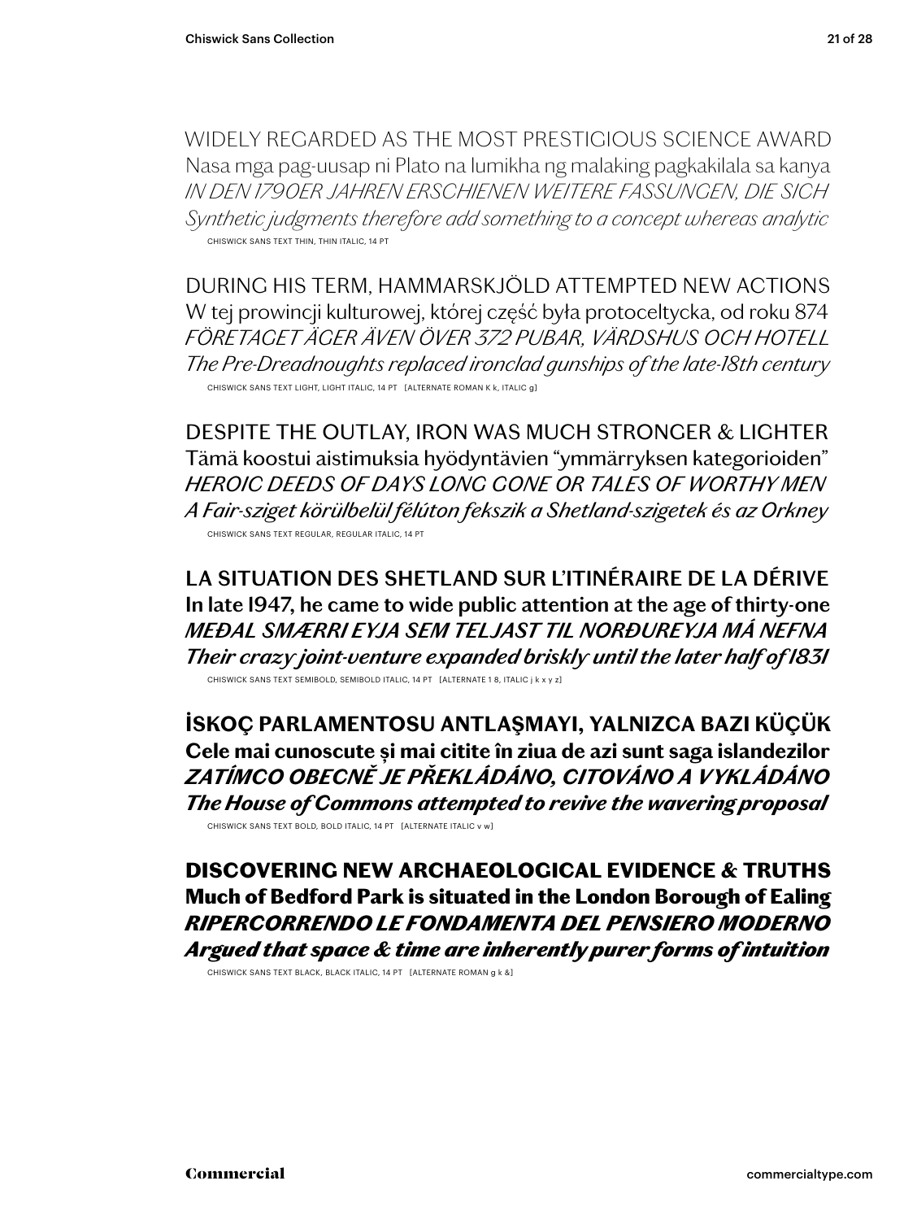WIDELY REGARDED AS THE MOST PRESTIGIOUS SCIENCE AWARD
Nasa mga pag-uusap ni Plato na lumikha ng malaking pagkakilala sa kanya
*IN DEN 1790ER JAHREN ERSCHIENEN WEITERE FASSUNGEN, DIE SICH*
*Synthetic judgments therefore add something to a concept whereas analytic*

CHISWICK SANS TEXT THIN, THIN ITALIC, 14 PT

DURING HIS TERM, HAMMARSKJÖLD ATTEMPTED NEW ACTIONS
W tej prowincji kulturowej, której część była protoceltycka, od roku 874
*FÖRETAGET ÄGER ÄVEN ÖVER 372 PUBAR, VÄRDSHUS OCH HOTELL*
*The Pre-Dreadnoughts replaced ironclad gunships of the late-18th century*

CHISWICK SANS TEXT LIGHT, LIGHT ITALIC, 14 PT [ALTERNATE ROMAN K k, ITALIC g]

DESPITE THE OUTLAY, IRON WAS MUCH STRONGER & LIGHTER
Tämä koostui aistimuksia hyödyntävien "ymmärryksen kategorioiden"
*HEROIC DEEDS OF DAYS LONG GONE OR TALES OF WORTHY MEN*
*A Fair-sziget körülbelül félúton fekszik a Shetland-szigetek és az Orkney*

CHISWICK SANS TEXT REGULAR, REGULAR ITALIC, 14 PT

**LA SITUATION DES SHETLAND SUR L'ITINÉRAIRE DE LA DÉRIVE**
**In late 1947, he came to wide public attention at the age of thirty-one**
***MEÐAL SMÆRRI EYJA SEM TELJAST TIL NORÐUREYJA MÁ NEFNA***
***Their crazy joint-venture expanded briskly until the later half of 1831***

CHISWICK SANS TEXT SEMIBOLD, SEMIBOLD ITALIC, 14 PT [ALTERNATE 1 8, ITALIC j k x y z]

**İSKOÇ PARLAMENTOSU ANTLAŞMAYI, YALNIZCA BAZI KÜÇÜK**
**Cele mai cunoscute și mai citite în ziua de azi sunt saga islandezilor**
***ZATÍMCO OBECNĚ JE PŘEKLÁDÁNO, CITOVÁNO A VYKLÁDÁNO***
***The House of Commons attempted to revive the wavering proposal***

CHISWICK SANS TEXT BOLD, BOLD ITALIC, 14 PT [ALTERNATE ITALIC v w]

**DISCOVERING NEW ARCHAEOLOGICAL EVIDENCE & TRUTHS**
**Much of Bedford Park is situated in the London Borough of Ealing**
***RIPERCORRENDO LE FONDAMENTA DEL PENSIERO MODERNO***
***Argued that space & time are inherently purer forms of intuition***

CHISWICK SANS TEXT BLACK, BLACK ITALIC, 14 PT [ALTERNATE ROMAN g k &]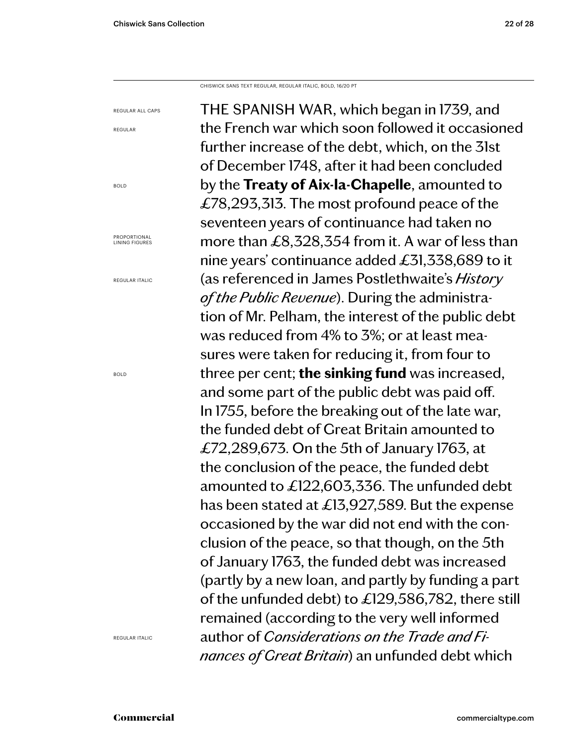CHISWICK SANS TEXT REGULAR, REGULAR ITALIC, BOLD, 16/20 PT

REGULAR ALL CAPS

REGULAR

BOLD

PROPORTIONAL LINING FIGURES

REGULAR ITALIC

BOLD

REGULAR ITALIC

THE SPANISH WAR, which began in 1739, and the French war which soon followed it occasioned further increase of the debt, which, on the 31st of December 1748, after it had been concluded by the **Treaty of Aix-la-Chapelle**, amounted to £78,293,313. The most profound peace of the seventeen years of continuance had taken no more than £8,328,354 from it. A war of less than nine years' continuance added £31,338,689 to it (as referenced in James Postlethwaite's *History of the Public Revenue*). During the administration of Mr. Pelham, the interest of the public debt was reduced from 4% to 3%; or at least measures were taken for reducing it, from four to three per cent; **the sinking fund** was increased, and some part of the public debt was paid off. In 1755, before the breaking out of the late war, the funded debt of Great Britain amounted to £72,289,673. On the 5th of January 1763, at the conclusion of the peace, the funded debt amounted to £122,603,336. The unfunded debt has been stated at £13,927,589. But the expense occasioned by the war did not end with the conclusion of the peace, so that though, on the 5th of January 1763, the funded debt was increased (partly by a new loan, and partly by funding a part of the unfunded debt) to £129,586,782, there still remained (according to the very well informed author of *Considerations on the Trade and Finances of Great Britain*) an unfunded debt which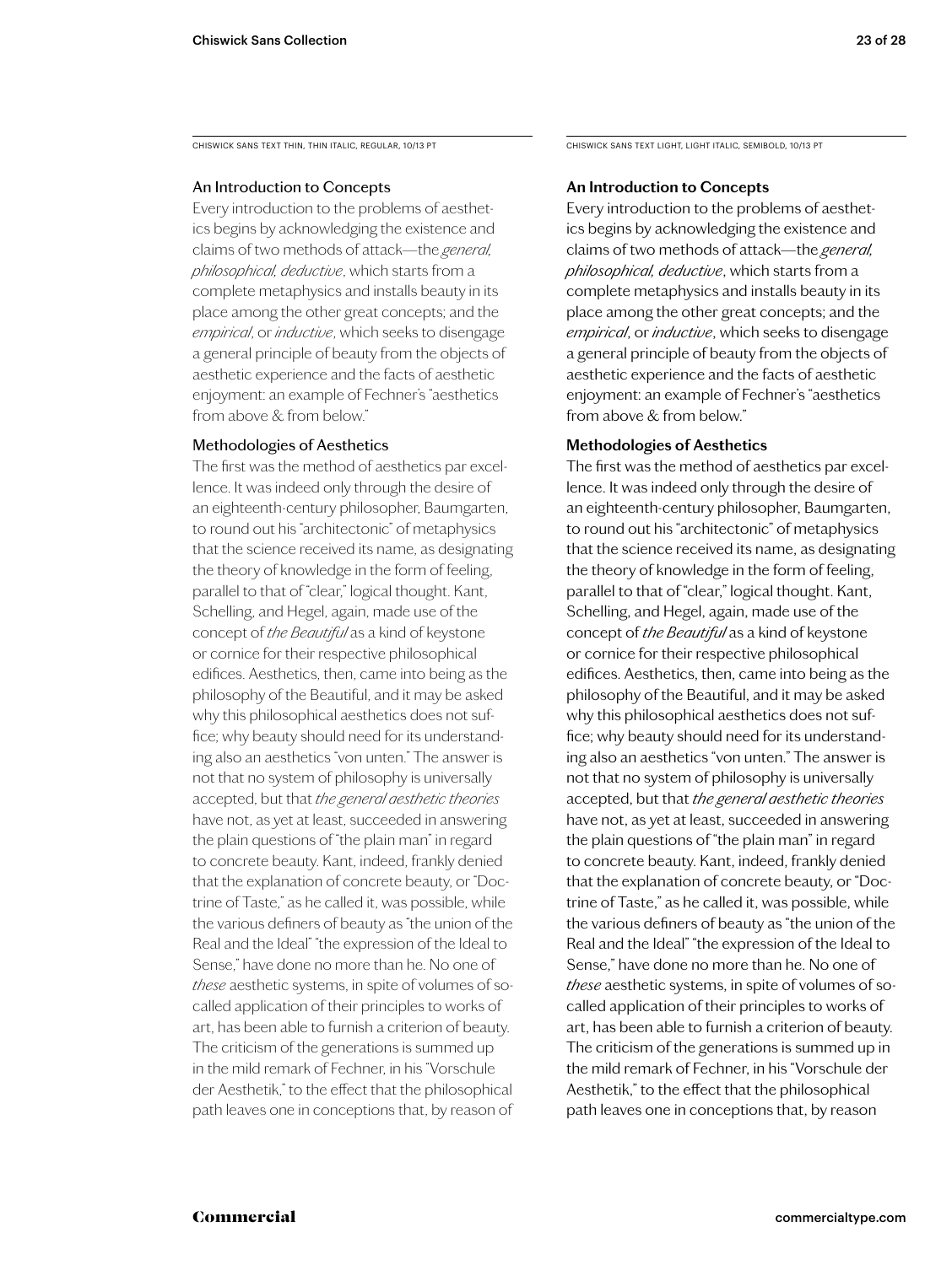CHISWICK SANS TEXT THIN, THIN ITALIC, REGULAR, 10/13 PT

An Introduction to Concepts

Every introduction to the problems of aesthetics begins by acknowledging the existence and claims of two methods of attack—the *general, philosophical, deductive*, which starts from a complete metaphysics and installs beauty in its place among the other great concepts; and the *empirical*, or *inductive*, which seeks to disengage a general principle of beauty from the objects of aesthetic experience and the facts of aesthetic enjoyment: an example of Fechner's "aesthetics from above & from below."

Methodologies of Aesthetics

The first was the method of aesthetics par excellence. It was indeed only through the desire of an eighteenth-century philosopher, Baumgarten, to round out his "architectonic" of metaphysics that the science received its name, as designating the theory of knowledge in the form of feeling, parallel to that of "clear," logical thought. Kant, Schelling, and Hegel, again, made use of the concept of *the Beautiful* as a kind of keystone or cornice for their respective philosophical edifices. Aesthetics, then, came into being as the philosophy of the Beautiful, and it may be asked why this philosophical aesthetics does not suffice; why beauty should need for its understanding also an aesthetics "von unten." The answer is not that no system of philosophy is universally accepted, but that *the general aesthetic theories* have not, as yet at least, succeeded in answering the plain questions of "the plain man" in regard to concrete beauty. Kant, indeed, frankly denied that the explanation of concrete beauty, or "Doctrine of Taste," as he called it, was possible, while the various definers of beauty as "the union of the Real and the Ideal" "the expression of the Ideal to Sense," have done no more than he. No one of *these* aesthetic systems, in spite of volumes of so-called application of their principles to works of art, has been able to furnish a criterion of beauty. The criticism of the generations is summed up in the mild remark of Fechner, in his "Vorschule der Aesthetik," to the effect that the philosophical path leaves one in conceptions that, by reason of

CHISWICK SANS TEXT LIGHT, LIGHT ITALIC, SEMIBOLD, 10/13 PT

**An Introduction to Concepts**

Every introduction to the problems of aesthetics begins by acknowledging the existence and claims of two methods of attack—the *general, philosophical, deductive*, which starts from a complete metaphysics and installs beauty in its place among the other great concepts; and the *empirical*, or *inductive*, which seeks to disengage a general principle of beauty from the objects of aesthetic experience and the facts of aesthetic enjoyment: an example of Fechner's "aesthetics from above & from below."

**Methodologies of Aesthetics**

The first was the method of aesthetics par excellence. It was indeed only through the desire of an eighteenth-century philosopher, Baumgarten, to round out his "architectonic" of metaphysics that the science received its name, as designating the theory of knowledge in the form of feeling, parallel to that of "clear," logical thought. Kant, Schelling, and Hegel, again, made use of the concept of *the Beautiful* as a kind of keystone or cornice for their respective philosophical edifices. Aesthetics, then, came into being as the philosophy of the Beautiful, and it may be asked why this philosophical aesthetics does not suffice; why beauty should need for its understanding also an aesthetics "von unten." The answer is not that no system of philosophy is universally accepted, but that *the general aesthetic theories* have not, as yet at least, succeeded in answering the plain questions of "the plain man" in regard to concrete beauty. Kant, indeed, frankly denied that the explanation of concrete beauty, or "Doctrine of Taste," as he called it, was possible, while the various definers of beauty as "the union of the Real and the Ideal" "the expression of the Ideal to Sense," have done no more than he. No one of *these* aesthetic systems, in spite of volumes of so-called application of their principles to works of art, has been able to furnish a criterion of beauty. The criticism of the generations is summed up in the mild remark of Fechner, in his "Vorschule der Aesthetik," to the effect that the philosophical path leaves one in conceptions that, by reason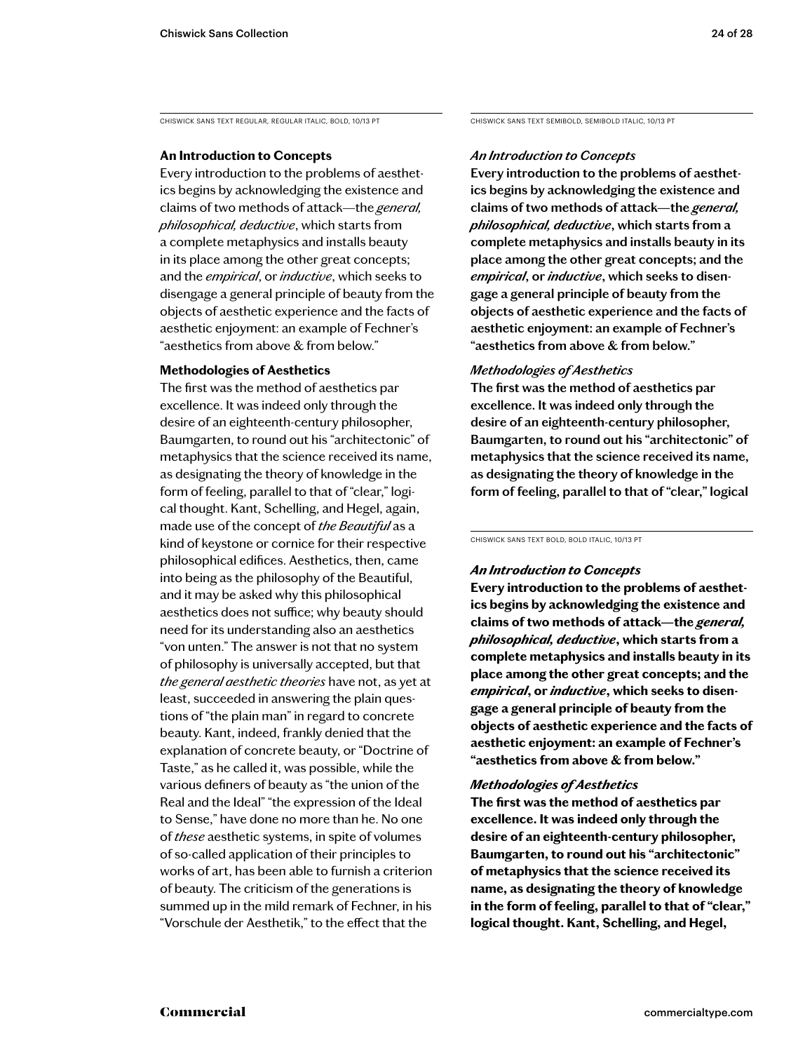CHISWICK SANS TEXT REGULAR, REGULAR ITALIC, BOLD, 10/13 PT

**An Introduction to Concepts**

Every introduction to the problems of aesthetics begins by acknowledging the existence and claims of two methods of attack—the *general, philosophical, deductive*, which starts from a complete metaphysics and installs beauty in its place among the other great concepts; and the *empirical*, or *inductive*, which seeks to disengage a general principle of beauty from the objects of aesthetic experience and the facts of aesthetic enjoyment: an example of Fechner's "aesthetics from above & from below."

**Methodologies of Aesthetics**

The first was the method of aesthetics par excellence. It was indeed only through the desire of an eighteenth-century philosopher, Baumgarten, to round out his "architectonic" of metaphysics that the science received its name, as designating the theory of knowledge in the form of feeling, parallel to that of "clear," logical thought. Kant, Schelling, and Hegel, again, made use of the concept of *the Beautiful* as a kind of keystone or cornice for their respective philosophical edifices. Aesthetics, then, came into being as the philosophy of the Beautiful, and it may be asked why this philosophical aesthetics does not suffice; why beauty should need for its understanding also an aesthetics "von unten." The answer is not that no system of philosophy is universally accepted, but that *the general aesthetic theories* have not, as yet at least, succeeded in answering the plain questions of "the plain man" in regard to concrete beauty. Kant, indeed, frankly denied that the explanation of concrete beauty, or "Doctrine of Taste," as he called it, was possible, while the various definers of beauty as "the union of the Real and the Ideal" "the expression of the Ideal to Sense," have done no more than he. No one of *these* aesthetic systems, in spite of volumes of so-called application of their principles to works of art, has been able to furnish a criterion of beauty. The criticism of the generations is summed up in the mild remark of Fechner, in his "Vorschule der Aesthetik," to the effect that the

CHISWICK SANS TEXT SEMIBOLD, SEMIBOLD ITALIC, 10/13 PT

***An Introduction to Concepts***

**Every introduction to the problems of aesthetics begins by acknowledging the existence and claims of two methods of attack—the *general, philosophical, deductive*, which starts from a complete metaphysics and installs beauty in its place among the other great concepts; and the *empirical*, or *inductive*, which seeks to disengage a general principle of beauty from the objects of aesthetic experience and the facts of aesthetic enjoyment: an example of Fechner's "aesthetics from above & from below."**

***Methodologies of Aesthetics***

**The first was the method of aesthetics par excellence. It was indeed only through the desire of an eighteenth-century philosopher, Baumgarten, to round out his "architectonic" of metaphysics that the science received its name, as designating the theory of knowledge in the form of feeling, parallel to that of "clear," logical**

CHISWICK SANS TEXT BOLD, BOLD ITALIC, 10/13 PT

***An Introduction to Concepts***

**Every introduction to the problems of aesthetics begins by acknowledging the existence and claims of two methods of attack—the *general, philosophical, deductive*, which starts from a complete metaphysics and installs beauty in its place among the other great concepts; and the *empirical*, or *inductive*, which seeks to disengage a general principle of beauty from the objects of aesthetic experience and the facts of aesthetic enjoyment: an example of Fechner's "aesthetics from above & from below."**

***Methodologies of Aesthetics***

**The first was the method of aesthetics par excellence. It was indeed only through the desire of an eighteenth-century philosopher, Baumgarten, to round out his "architectonic" of metaphysics that the science received its name, as designating the theory of knowledge in the form of feeling, parallel to that of "clear," logical thought. Kant, Schelling, and Hegel,**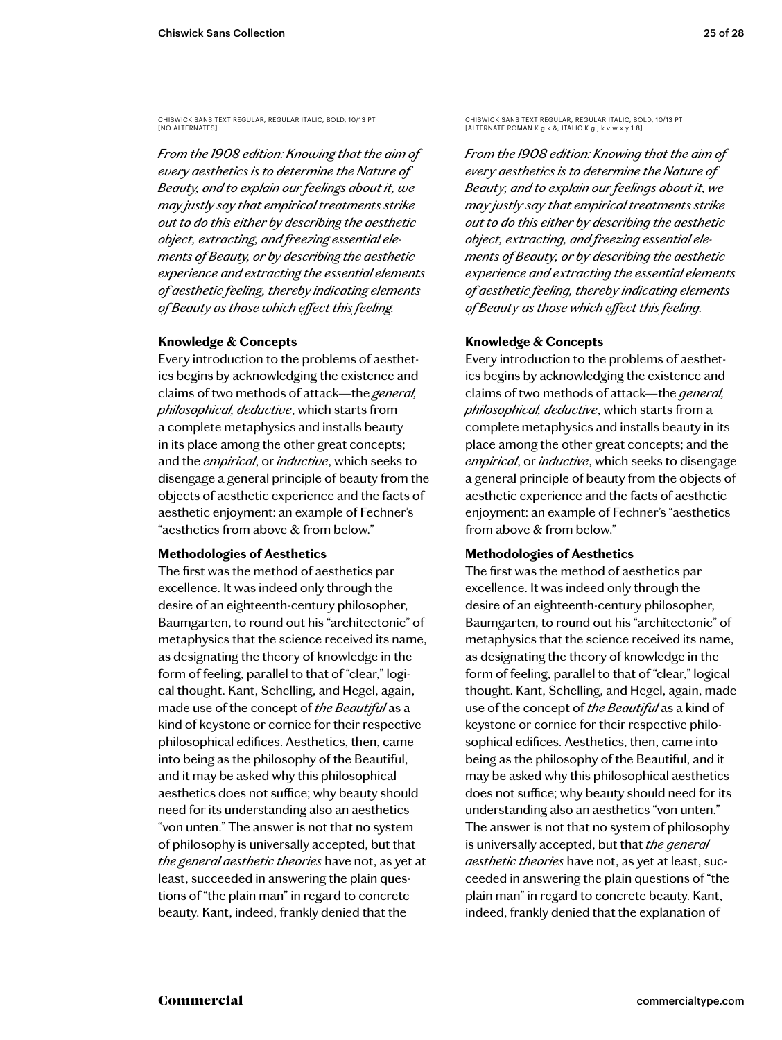CHISWICK SANS TEXT REGULAR, REGULAR ITALIC, BOLD, 10/13 PT
[NO ALTERNATES]

*From the 1908 edition: Knowing that the aim of every aesthetics is to determine the Nature of Beauty, and to explain our feelings about it, we may justly say that empirical treatments strike out to do this either by describing the aesthetic object, extracting, and freezing essential elements of Beauty, or by describing the aesthetic experience and extracting the essential elements of aesthetic feeling, thereby indicating elements of Beauty as those which effect this feeling.*

**Knowledge & Concepts**

Every introduction to the problems of aesthetics begins by acknowledging the existence and claims of two methods of attack—the *general, philosophical, deductive*, which starts from a complete metaphysics and installs beauty in its place among the other great concepts; and the *empirical*, or *inductive*, which seeks to disengage a general principle of beauty from the objects of aesthetic experience and the facts of aesthetic enjoyment: an example of Fechner's "aesthetics from above & from below."

**Methodologies of Aesthetics**

The first was the method of aesthetics par excellence. It was indeed only through the desire of an eighteenth-century philosopher, Baumgarten, to round out his "architectonic" of metaphysics that the science received its name, as designating the theory of knowledge in the form of feeling, parallel to that of "clear," logical thought. Kant, Schelling, and Hegel, again, made use of the concept of *the Beautiful* as a kind of keystone or cornice for their respective philosophical edifices. Aesthetics, then, came into being as the philosophy of the Beautiful, and it may be asked why this philosophical aesthetics does not suffice; why beauty should need for its understanding also an aesthetics "von unten." The answer is not that no system of philosophy is universally accepted, but that *the general aesthetic theories* have not, as yet at least, succeeded in answering the plain questions of "the plain man" in regard to concrete beauty. Kant, indeed, frankly denied that the

CHISWICK SANS TEXT REGULAR, REGULAR ITALIC, BOLD, 10/13 PT
[ALTERNATE ROMAN K g k &, ITALIC K g j k v w x y 1 8]

*From the 1908 edition: Knowing that the aim of every aesthetics is to determine the Nature of Beauty, and to explain our feelings about it, we may justly say that empirical treatments strike out to do this either by describing the aesthetic object, extracting, and freezing essential elements of Beauty, or by describing the aesthetic experience and extracting the essential elements of aesthetic feeling, thereby indicating elements of Beauty as those which effect this feeling.*

**Knowledge & Concepts**

Every introduction to the problems of aesthetics begins by acknowledging the existence and claims of two methods of attack—the *general, philosophical, deductive*, which starts from a complete metaphysics and installs beauty in its place among the other great concepts; and the *empirical*, or *inductive*, which seeks to disengage a general principle of beauty from the objects of aesthetic experience and the facts of aesthetic enjoyment: an example of Fechner's "aesthetics from above & from below."

**Methodologies of Aesthetics**

The first was the method of aesthetics par excellence. It was indeed only through the desire of an eighteenth-century philosopher, Baumgarten, to round out his "architectonic" of metaphysics that the science received its name, as designating the theory of knowledge in the form of feeling, parallel to that of "clear," logical thought. Kant, Schelling, and Hegel, again, made use of the concept of *the Beautiful* as a kind of keystone or cornice for their respective philosophical edifices. Aesthetics, then, came into being as the philosophy of the Beautiful, and it may be asked why this philosophical aesthetics does not suffice; why beauty should need for its understanding also an aesthetics "von unten." The answer is not that no system of philosophy is universally accepted, but that *the general aesthetic theories* have not, as yet at least, succeeded in answering the plain questions of "the plain man" in regard to concrete beauty. Kant, indeed, frankly denied that the explanation of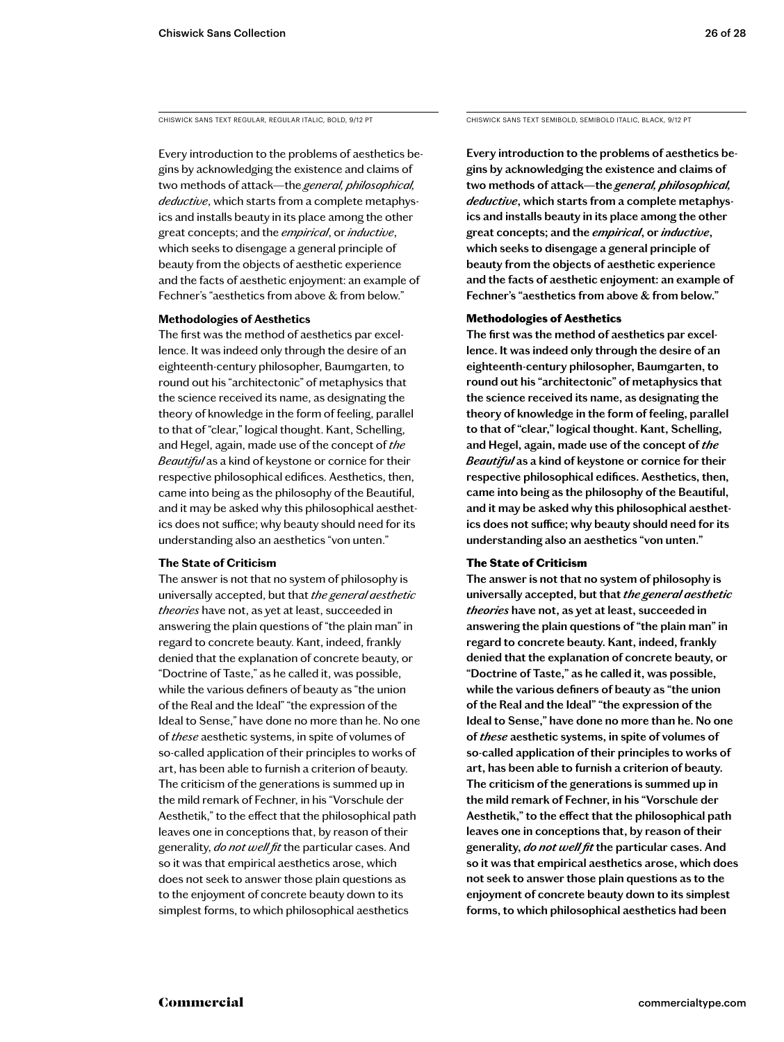CHISWICK SANS TEXT REGULAR, REGULAR ITALIC, BOLD, 9/12 PT

Every introduction to the problems of aesthetics begins by acknowledging the existence and claims of two methods of attack—the *general, philosophical, deductive*, which starts from a complete metaphysics and installs beauty in its place among the other great concepts; and the *empirical*, or *inductive*, which seeks to disengage a general principle of beauty from the objects of aesthetic experience and the facts of aesthetic enjoyment: an example of Fechner's "aesthetics from above & from below."

**Methodologies of Aesthetics**

The first was the method of aesthetics par excellence. It was indeed only through the desire of an eighteenth-century philosopher, Baumgarten, to round out his "architectonic" of metaphysics that the science received its name, as designating the theory of knowledge in the form of feeling, parallel to that of "clear," logical thought. Kant, Schelling, and Hegel, again, made use of the concept of *the Beautiful* as a kind of keystone or cornice for their respective philosophical edifices. Aesthetics, then, came into being as the philosophy of the Beautiful, and it may be asked why this philosophical aesthetics does not suffice; why beauty should need for its understanding also an aesthetics "von unten."

**The State of Criticism**

The answer is not that no system of philosophy is universally accepted, but that *the general aesthetic theories* have not, as yet at least, succeeded in answering the plain questions of "the plain man" in regard to concrete beauty. Kant, indeed, frankly denied that the explanation of concrete beauty, or "Doctrine of Taste," as he called it, was possible, while the various definers of beauty as "the union of the Real and the Ideal" "the expression of the Ideal to Sense," have done no more than he. No one of *these* aesthetic systems, in spite of volumes of so-called application of their principles to works of art, has been able to furnish a criterion of beauty. The criticism of the generations is summed up in the mild remark of Fechner, in his "Vorschule der Aesthetik," to the effect that the philosophical path leaves one in conceptions that, by reason of their generality, *do not well fit* the particular cases. And so it was that empirical aesthetics arose, which does not seek to answer those plain questions as to the enjoyment of concrete beauty down to its simplest forms, to which philosophical aesthetics

CHISWICK SANS TEXT SEMIBOLD, SEMIBOLD ITALIC, BLACK, 9/12 PT

**Every introduction to the problems of aesthetics begins by acknowledging the existence and claims of two methods of attack—the *general, philosophical, deductive*, which starts from a complete metaphysics and installs beauty in its place among the other great concepts; and the *empirical*, or *inductive*, which seeks to disengage a general principle of beauty from the objects of aesthetic experience and the facts of aesthetic enjoyment: an example of Fechner's "aesthetics from above & from below."**

**Methodologies of Aesthetics**

**The first was the method of aesthetics par excellence. It was indeed only through the desire of an eighteenth-century philosopher, Baumgarten, to round out his "architectonic" of metaphysics that the science received its name, as designating the theory of knowledge in the form of feeling, parallel to that of "clear," logical thought. Kant, Schelling, and Hegel, again, made use of the concept of *the Beautiful* as a kind of keystone or cornice for their respective philosophical edifices. Aesthetics, then, came into being as the philosophy of the Beautiful, and it may be asked why this philosophical aesthetics does not suffice; why beauty should need for its understanding also an aesthetics "von unten."**

**The State of Criticism**

**The answer is not that no system of philosophy is universally accepted, but that *the general aesthetic theories* have not, as yet at least, succeeded in answering the plain questions of "the plain man" in regard to concrete beauty. Kant, indeed, frankly denied that the explanation of concrete beauty, or "Doctrine of Taste," as he called it, was possible, while the various definers of beauty as "the union of the Real and the Ideal" "the expression of the Ideal to Sense," have done no more than he. No one of *these* aesthetic systems, in spite of volumes of so-called application of their principles to works of art, has been able to furnish a criterion of beauty. The criticism of the generations is summed up in the mild remark of Fechner, in his "Vorschule der Aesthetik," to the effect that the philosophical path leaves one in conceptions that, by reason of their generality, *do not well fit* the particular cases. And so it was that empirical aesthetics arose, which does not seek to answer those plain questions as to the enjoyment of concrete beauty down to its simplest forms, to which philosophical aesthetics had been**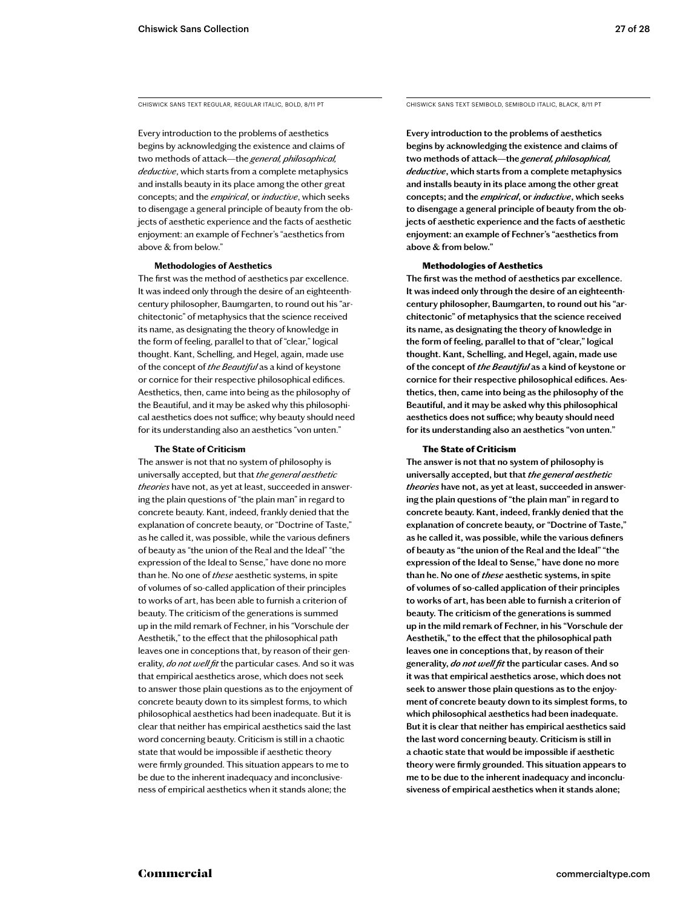CHISWICK SANS TEXT REGULAR, REGULAR ITALIC, BOLD, 8/11 PT

Every introduction to the problems of aesthetics begins by acknowledging the existence and claims of two methods of attack—the *general, philosophical, deductive*, which starts from a complete metaphysics and installs beauty in its place among the other great concepts; and the *empirical*, or *inductive*, which seeks to disengage a general principle of beauty from the objects of aesthetic experience and the facts of aesthetic enjoyment: an example of Fechner's "aesthetics from above & from below."

**Methodologies of Aesthetics**

The first was the method of aesthetics par excellence. It was indeed only through the desire of an eighteenth-century philosopher, Baumgarten, to round out his "architectonic" of metaphysics that the science received its name, as designating the theory of knowledge in the form of feeling, parallel to that of "clear," logical thought. Kant, Schelling, and Hegel, again, made use of the concept of *the Beautiful* as a kind of keystone or cornice for their respective philosophical edifices. Aesthetics, then, came into being as the philosophy of the Beautiful, and it may be asked why this philosophical aesthetics does not suffice; why beauty should need for its understanding also an aesthetics "von unten."

**The State of Criticism**

The answer is not that no system of philosophy is universally accepted, but that *the general aesthetic theories* have not, as yet at least, succeeded in answering the plain questions of "the plain man" in regard to concrete beauty. Kant, indeed, frankly denied that the explanation of concrete beauty, or "Doctrine of Taste," as he called it, was possible, while the various definers of beauty as "the union of the Real and the Ideal" "the expression of the Ideal to Sense," have done no more than he. No one of *these* aesthetic systems, in spite of volumes of so-called application of their principles to works of art, has been able to furnish a criterion of beauty. The criticism of the generations is summed up in the mild remark of Fechner, in his "Vorschule der Aesthetik," to the effect that the philosophical path leaves one in conceptions that, by reason of their generality, *do not well fit* the particular cases. And so it was that empirical aesthetics arose, which does not seek to answer those plain questions as to the enjoyment of concrete beauty down to its simplest forms, to which philosophical aesthetics had been inadequate. But it is clear that neither has empirical aesthetics said the last word concerning beauty. Criticism is still in a chaotic state that would be impossible if aesthetic theory were firmly grounded. This situation appears to me to be due to the inherent inadequacy and inconclusiveness of empirical aesthetics when it stands alone; the

CHISWICK SANS TEXT SEMIBOLD, SEMIBOLD ITALIC, BLACK, 8/11 PT

**Every introduction to the problems of aesthetics begins by acknowledging the existence and claims of two methods of attack—the *general, philosophical, deductive*, which starts from a complete metaphysics and installs beauty in its place among the other great concepts; and the *empirical*, or *inductive*, which seeks to disengage a general principle of beauty from the objects of aesthetic experience and the facts of aesthetic enjoyment: an example of Fechner's "aesthetics from above & from below."**

**Methodologies of Aesthetics**

**The first was the method of aesthetics par excellence. It was indeed only through the desire of an eighteenth-century philosopher, Baumgarten, to round out his "architectonic" of metaphysics that the science received its name, as designating the theory of knowledge in the form of feeling, parallel to that of "clear," logical thought. Kant, Schelling, and Hegel, again, made use of the concept of *the Beautiful* as a kind of keystone or cornice for their respective philosophical edifices. Aesthetics, then, came into being as the philosophy of the Beautiful, and it may be asked why this philosophical aesthetics does not suffice; why beauty should need for its understanding also an aesthetics "von unten."**

**The State of Criticism**

**The answer is not that no system of philosophy is universally accepted, but that *the general aesthetic theories* have not, as yet at least, succeeded in answering the plain questions of "the plain man" in regard to concrete beauty. Kant, indeed, frankly denied that the explanation of concrete beauty, or "Doctrine of Taste," as he called it, was possible, while the various definers of beauty as "the union of the Real and the Ideal" "the expression of the Ideal to Sense," have done no more than he. No one of *these* aesthetic systems, in spite of volumes of so-called application of their principles to works of art, has been able to furnish a criterion of beauty. The criticism of the generations is summed up in the mild remark of Fechner, in his "Vorschule der Aesthetik," to the effect that the philosophical path leaves one in conceptions that, by reason of their generality, *do not well fit* the particular cases. And so it was that empirical aesthetics arose, which does not seek to answer those plain questions as to the enjoyment of concrete beauty down to its simplest forms, to which philosophical aesthetics had been inadequate. But it is clear that neither has empirical aesthetics said the last word concerning beauty. Criticism is still in a chaotic state that would be impossible if aesthetic theory were firmly grounded. This situation appears to me to be due to the inherent inadequacy and inconclusiveness of empirical aesthetics when it stands alone;**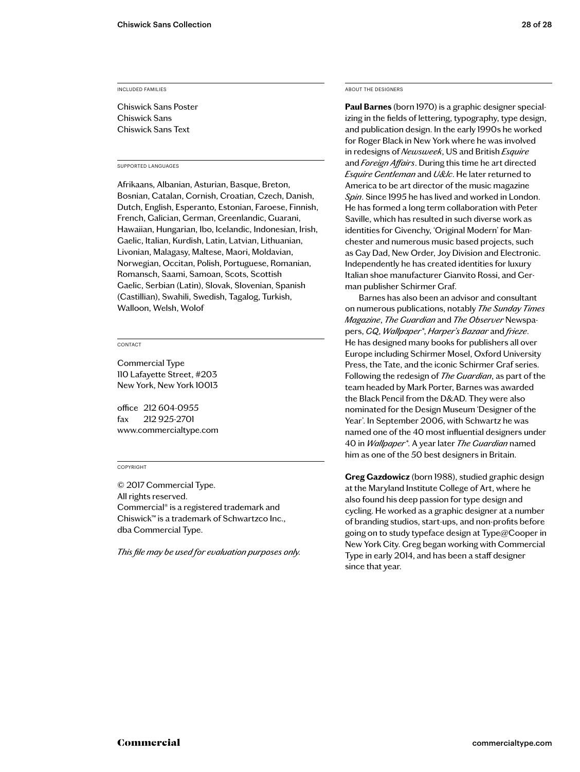## INCLUDED FAMILIES

Chiswick Sans Poster
Chiswick Sans
Chiswick Sans Text

## SUPPORTED LANGUAGES

Afrikaans, Albanian, Asturian, Basque, Breton, Bosnian, Catalan, Cornish, Croatian, Czech, Danish, Dutch, English, Esperanto, Estonian, Faroese, Finnish, French, Galician, German, Greenlandic, Guarani, Hawaiian, Hungarian, Ibo, Icelandic, Indonesian, Irish, Gaelic, Italian, Kurdish, Latin, Latvian, Lithuanian, Livonian, Malagasy, Maltese, Maori, Moldavian, Norwegian, Occitan, Polish, Portuguese, Romanian, Romansch, Saami, Samoan, Scots, Scottish Gaelic, Serbian (Latin), Slovak, Slovenian, Spanish (Castillian), Swahili, Swedish, Tagalog, Turkish, Walloon, Welsh, Wolof

## CONTACT

Commercial Type
110 Lafayette Street, #203
New York, New York 10013

office 212 604-0955
fax 212 925-2701
www.commercialtype.com

## COPYRIGHT

© 2017 Commercial Type.
All rights reserved.
Commercial® is a registered trademark and Chiswick™ is a trademark of Schwartzco Inc., dba Commercial Type.

*This file may be used for evaluation purposes only.*

## ABOUT THE DESIGNERS

**Paul Barnes** (born 1970) is a graphic designer specializing in the fields of lettering, typography, type design, and publication design. In the early 1990s he worked for Roger Black in New York where he was involved in redesigns of *Newsweek*, US and British *Esquire* and *Foreign Affairs*. During this time he art directed *Esquire Gentleman* and *U&lc*. He later returned to America to be art director of the music magazine *Spin*. Since 1995 he has lived and worked in London. He has formed a long term collaboration with Peter Saville, which has resulted in such diverse work as identities for Givenchy, 'Original Modern' for Manchester and numerous music based projects, such as Gay Dad, New Order, Joy Division and Electronic. Independently he has created identities for luxury Italian shoe manufacturer Gianvito Rossi, and German publisher Schirmer Graf.

Barnes has also been an advisor and consultant on numerous publications, notably *The Sunday Times Magazine*, *The Guardian* and *The Observer* Newspapers, *GQ*, *Wallpaper\**, *Harper's Bazaar* and *frieze*. He has designed many books for publishers all over Europe including Schirmer Mosel, Oxford University Press, the Tate, and the iconic Schirmer Graf series. Following the redesign of *The Guardian*, as part of the team headed by Mark Porter, Barnes was awarded the Black Pencil from the D&AD. They were also nominated for the Design Museum 'Designer of the Year'. In September 2006, with Schwartz he was named one of the 40 most influential designers under 40 in *Wallpaper\**. A year later *The Guardian* named him as one of the 50 best designers in Britain.

**Greg Gazdowicz** (born 1988), studied graphic design at the Maryland Institute College of Art, where he also found his deep passion for type design and cycling. He worked as a graphic designer at a number of branding studios, start-ups, and non-profits before going on to study typeface design at Type@Cooper in New York City. Greg began working with Commercial Type in early 2014, and has been a staff designer since that year.